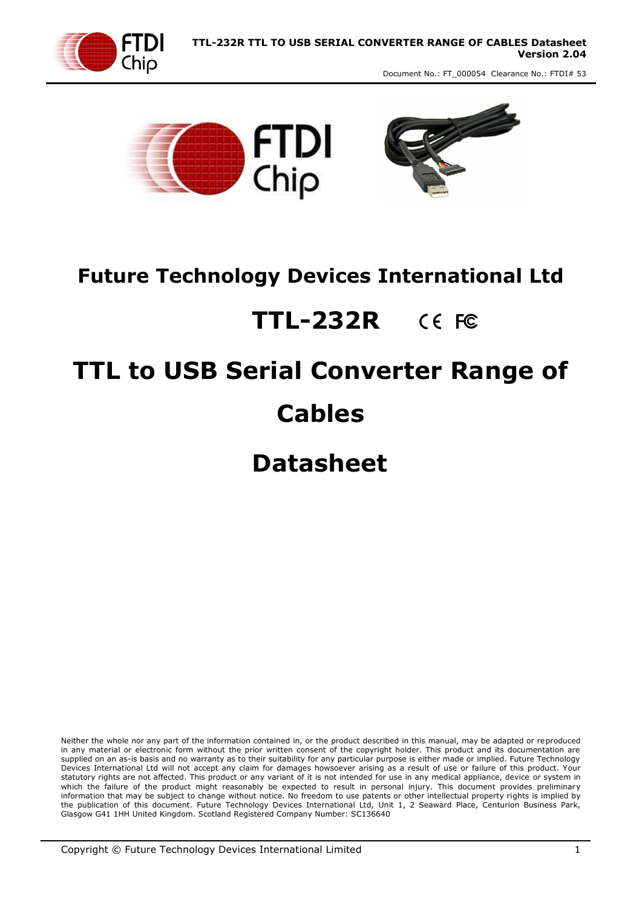# Future Technology Devices International Ltd

# TTL-232R

# TTL to USB Serial Converter Range of Cables

# Datasheet

Neither the whole nor any part of the information contained in, or the product described in this manual, may be adapted or reproduced in any material or electronic form without the prior written consent of the copyright holder. This product and its documentation are supplied on an as-is basis and no warranty as to their suitability for any particular purpose is either made or implied. Future Technology Devices International Ltd will not accept any claim for damages howsoever arising as a result of use or failure of this product. Your statutory rights are not affected. This product or any variant of it is not intended for use in any medical appliance, device or system in which the failure of the product might reasonably be expected to result in personal injury. This document provides preliminary information that may be subject to change without notice. No freedom to use patents or other intellectual property rights is implied by the publication of this document. Future Technology Devices International Ltd, Unit 1, 2 Seaward Place, Centurion Business Park, Glasgow G41 1HH United Kingdom. Scotland Registered Company Number: SC136640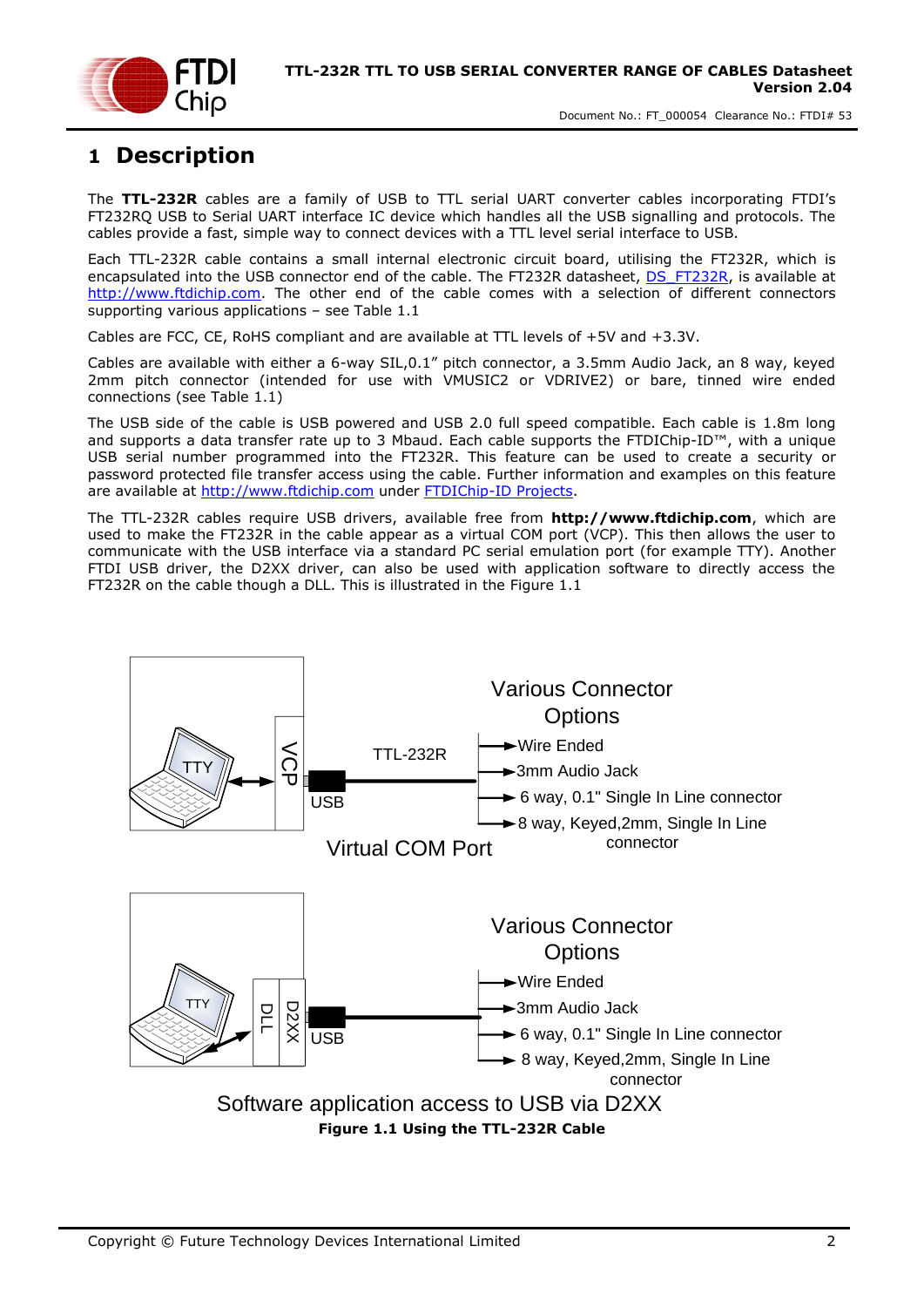# 1 Description

The **TTL-232R** cables are a family of USB to TTL serial UART converter cables incorporating FTDI's FT232RQ USB to Serial UART interface IC device which handles all the USB signalling and protocols. The cables provide a fast, simple way to connect devices with a TTL level serial interface to USB.

Each TTL-232R cable contains a small internal electronic circuit board, utilising the FT232R, which is encapsulated into the USB connector end of the cable. The FT232R datasheet, DS_FT232R, is available at http://www.ftdichip.com. The other end of the cable comes with a selection of different connectors supporting various applications – see Table 1.1

Cables are FCC, CE, RoHS compliant and are available at TTL levels of +5V and +3.3V.

Cables are available with either a 6-way SIL,0.1" pitch connector, a 3.5mm Audio Jack, an 8 way, keyed 2mm pitch connector (intended for use with VMUSIC2 or VDRIVE2) or bare, tinned wire ended connections (see Table 1.1)

The USB side of the cable is USB powered and USB 2.0 full speed compatible. Each cable is 1.8m long and supports a data transfer rate up to 3 Mbaud. Each cable supports the FTDIChip-ID™, with a unique USB serial number programmed into the FT232R. This feature can be used to create a security or password protected file transfer access using the cable. Further information and examples on this feature are available at http://www.ftdichip.com under FTDIChip-ID Projects.

The TTL-232R cables require USB drivers, available free from **http://www.ftdichip.com**, which are used to make the FT232R in the cable appear as a virtual COM port (VCP). This then allows the user to communicate with the USB interface via a standard PC serial emulation port (for example TTY). Another FTDI USB driver, the D2XX driver, can also be used with application software to directly access the FT232R on the cable though a DLL. This is illustrated in the Figure 1.1

TTY
VCP
TTL-232R
USB
Various Connector Options
Wire Ended
3mm Audio Jack
6 way, 0.1" Single In Line connector
8 way, Keyed,2mm, Single In Line connector
Virtual COM Port

TTY
DLL
D2XX
USB
Various Connector Options
Wire Ended
3mm Audio Jack
6 way, 0.1" Single In Line connector
8 way, Keyed,2mm, Single In Line connector
Software application access to USB via D2XX

**Figure 1.1 Using the TTL-232R Cable**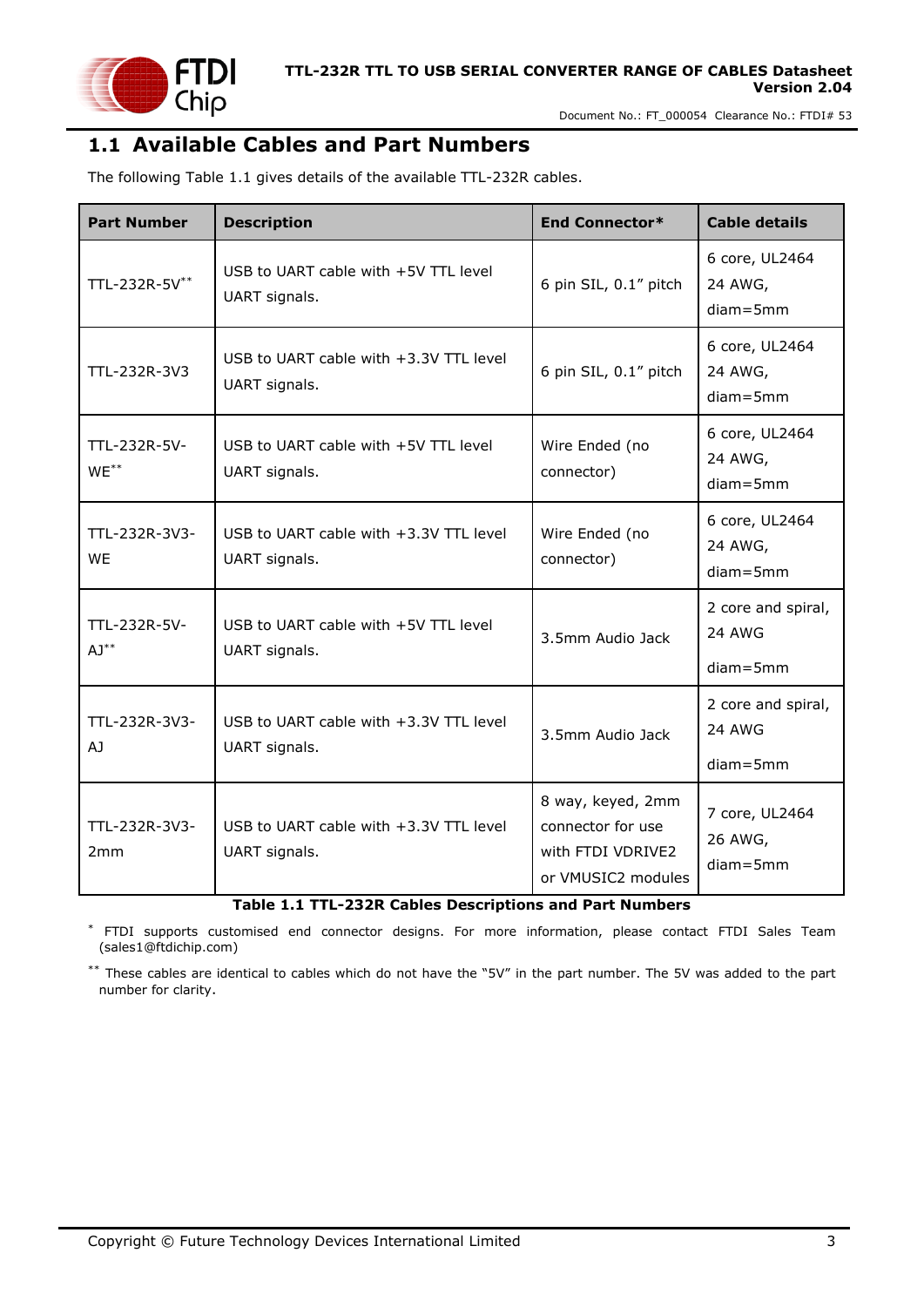## 1.1 Available Cables and Part Numbers

The following Table 1.1 gives details of the available TTL-232R cables.

| Part Number | Description | End Connector* | Cable details |
|---|---|---|---|
| TTL-232R-5V** | USB to UART cable with +5V TTL level UART signals. | 6 pin SIL, 0.1" pitch | 6 core, UL2464 24 AWG, diam=5mm |
| TTL-232R-3V3 | USB to UART cable with +3.3V TTL level UART signals. | 6 pin SIL, 0.1" pitch | 6 core, UL2464 24 AWG, diam=5mm |
| TTL-232R-5V-WE** | USB to UART cable with +5V TTL level UART signals. | Wire Ended (no connector) | 6 core, UL2464 24 AWG, diam=5mm |
| TTL-232R-3V3-WE | USB to UART cable with +3.3V TTL level UART signals. | Wire Ended (no connector) | 6 core, UL2464 24 AWG, diam=5mm |
| TTL-232R-5V-AJ** | USB to UART cable with +5V TTL level UART signals. | 3.5mm Audio Jack | 2 core and spiral, 24 AWG diam=5mm |
| TTL-232R-3V3-AJ | USB to UART cable with +3.3V TTL level UART signals. | 3.5mm Audio Jack | 2 core and spiral, 24 AWG diam=5mm |
| TTL-232R-3V3-2mm | USB to UART cable with +3.3V TTL level UART signals. | 8 way, keyed, 2mm connector for use with FTDI VDRIVE2 or VMUSIC2 modules | 7 core, UL2464 26 AWG, diam=5mm |

**Table 1.1 TTL-232R Cables Descriptions and Part Numbers**

* FTDI supports customised end connector designs. For more information, please contact FTDI Sales Team (sales1@ftdichip.com)

** These cables are identical to cables which do not have the "5V" in the part number. The 5V was added to the part number for clarity.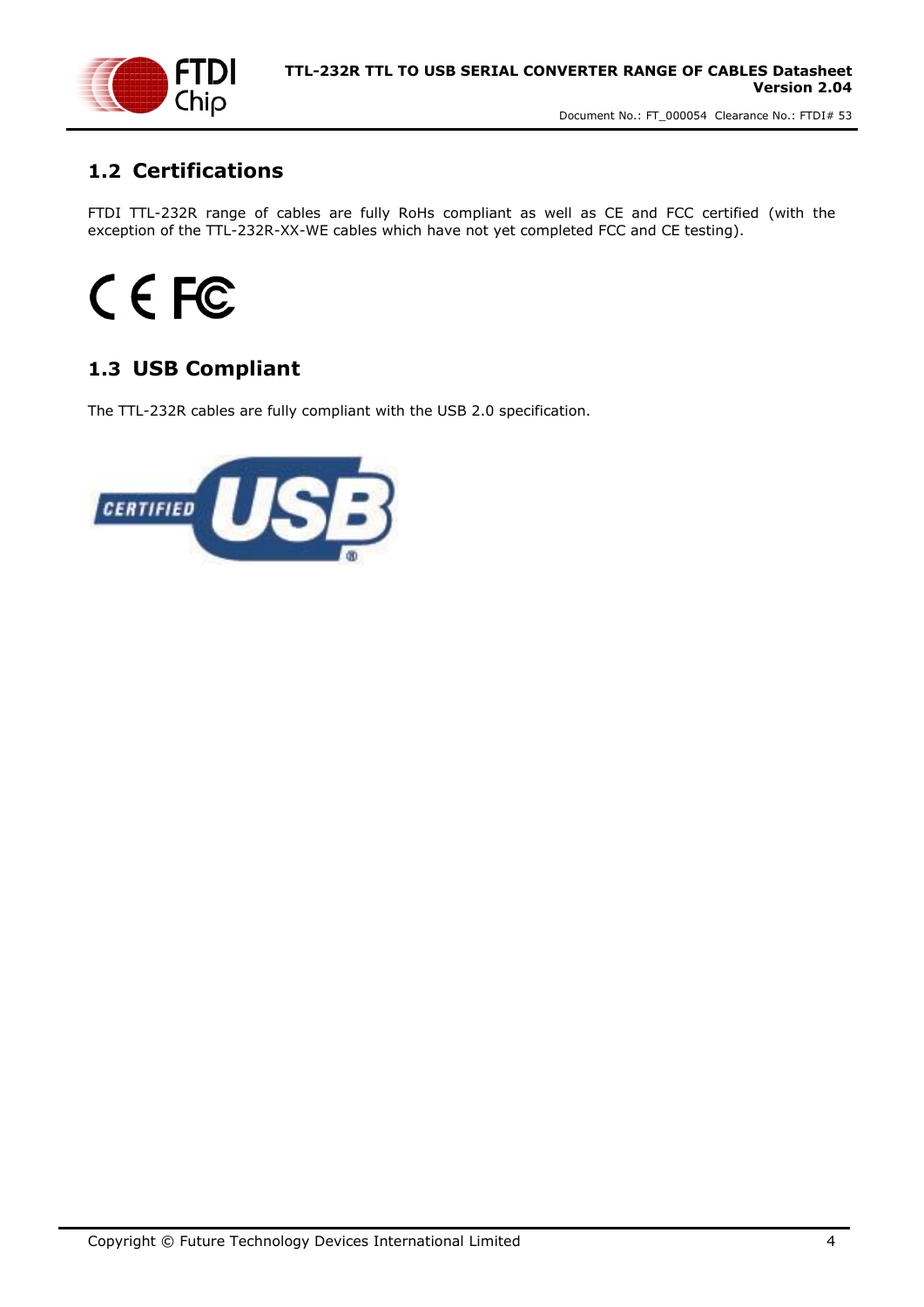## 1.2 Certifications

FTDI TTL-232R range of cables are fully RoHs compliant as well as CE and FCC certified (with the exception of the TTL-232R-XX-WE cables which have not yet completed FCC and CE testing).

## 1.3 USB Compliant

The TTL-232R cables are fully compliant with the USB 2.0 specification.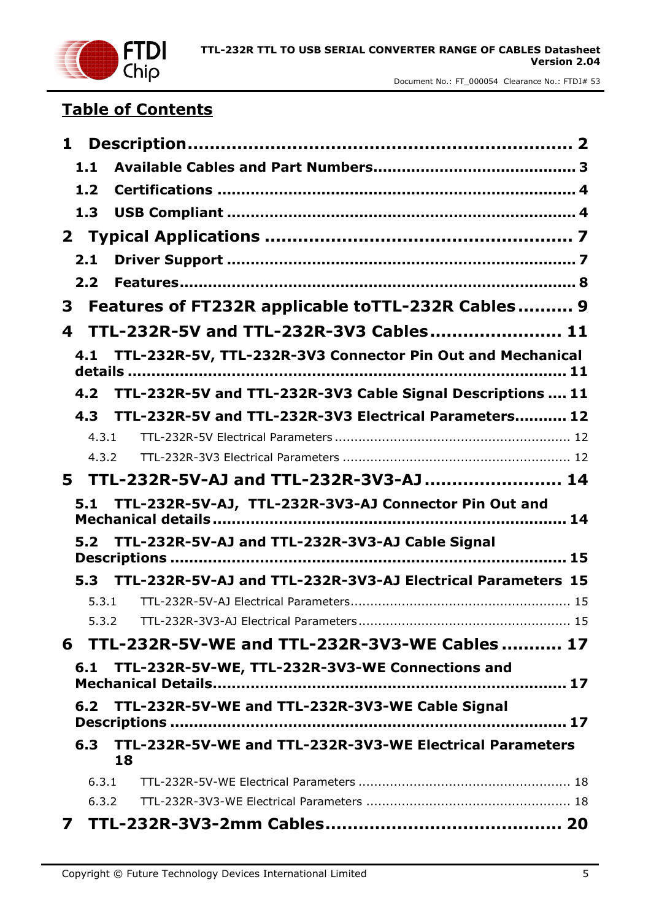## Table of Contents

**1 Description ........................................................... 2**

**1.1 Available Cables and Part Numbers ........................................... 3**

**1.2 Certifications ........................................................... 4**

**1.3 USB Compliant ........................................................... 4**

**2 Typical Applications ........................................................... 7**

**2.1 Driver Support ........................................................... 7**

**2.2 Features ........................................................... 8**

**3 Features of FT232R applicable toTTL-232R Cables .......... 9**

**4 TTL-232R-5V and TTL-232R-3V3 Cables ........................ 11**

**4.1 TTL-232R-5V, TTL-232R-3V3 Connector Pin Out and Mechanical details ........................................................... 11**

**4.2 TTL-232R-5V and TTL-232R-3V3 Cable Signal Descriptions .... 11**

**4.3 TTL-232R-5V and TTL-232R-3V3 Electrical Parameters........... 12**

4.3.1 TTL-232R-5V Electrical Parameters ........................................................... 12

4.3.2 TTL-232R-3V3 Electrical Parameters ........................................................... 12

**5 TTL-232R-5V-AJ and TTL-232R-3V3-AJ ........................ 14**

**5.1 TTL-232R-5V-AJ, TTL-232R-3V3-AJ Connector Pin Out and Mechanical details ........................................................... 14**

**5.2 TTL-232R-5V-AJ and TTL-232R-3V3-AJ Cable Signal Descriptions ........................................................... 15**

**5.3 TTL-232R-5V-AJ and TTL-232R-3V3-AJ Electrical Parameters 15**

5.3.1 TTL-232R-5V-AJ Electrical Parameters ........................................................... 15

5.3.2 TTL-232R-3V3-AJ Electrical Parameters ........................................................... 15

**6 TTL-232R-5V-WE and TTL-232R-3V3-WE Cables .......... 17**

**6.1 TTL-232R-5V-WE, TTL-232R-3V3-WE Connections and Mechanical Details ........................................................... 17**

**6.2 TTL-232R-5V-WE and TTL-232R-3V3-WE Cable Signal Descriptions ........................................................... 17**

**6.3 TTL-232R-5V-WE and TTL-232R-3V3-WE Electrical Parameters 18**

6.3.1 TTL-232R-5V-WE Electrical Parameters ........................................................... 18

6.3.2 TTL-232R-3V3-WE Electrical Parameters ........................................................... 18

**7 TTL-232R-3V3-2mm Cables ........................................... 20**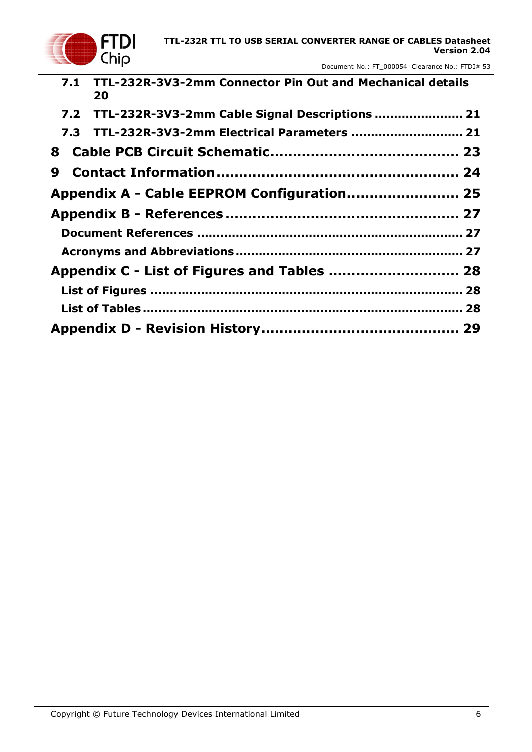7.1 TTL-232R-3V3-2mm Connector Pin Out and Mechanical details 20

7.2 TTL-232R-3V3-2mm Cable Signal Descriptions ...................... 21

7.3 TTL-232R-3V3-2mm Electrical Parameters ............................ 21

8 Cable PCB Circuit Schematic......................................... 23

9 Contact Information..................................................... 24

Appendix A - Cable EEPROM Configuration......................... 25

Appendix B - References .................................................. 27

Document References ................................................................... 27

Acronyms and Abbreviations......................................................... 27

Appendix C - List of Figures and Tables ............................ 28

List of Figures .............................................................................. 28

List of Tables................................................................................. 28

Appendix D - Revision History........................................... 29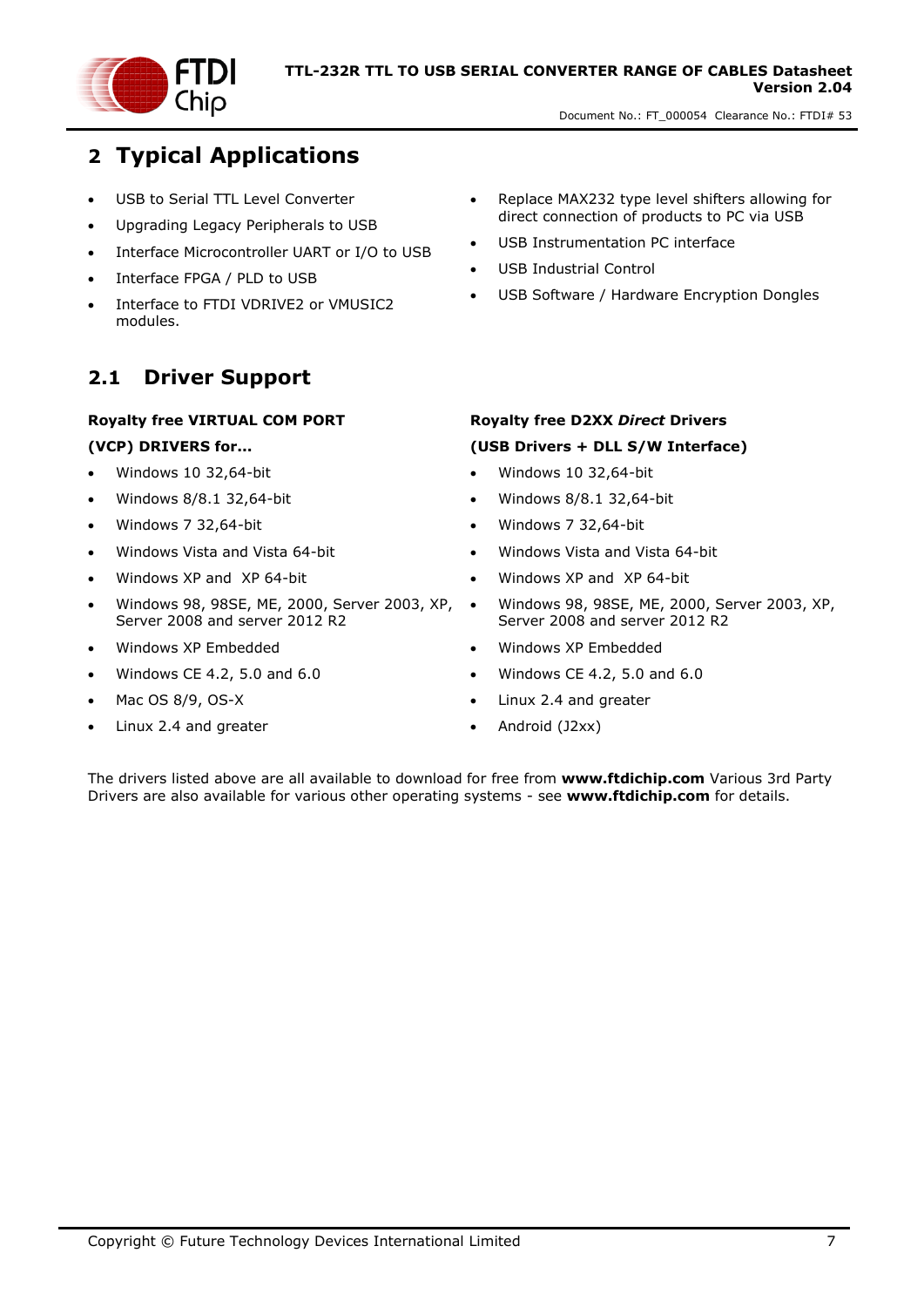# 2 Typical Applications

- USB to Serial TTL Level Converter
- Upgrading Legacy Peripherals to USB
- Interface Microcontroller UART or I/O to USB
- Interface FPGA / PLD to USB
- Interface to FTDI VDRIVE2 or VMUSIC2 modules.
- Replace MAX232 type level shifters allowing for direct connection of products to PC via USB
- USB Instrumentation PC interface
- USB Industrial Control
- USB Software / Hardware Encryption Dongles

## 2.1 Driver Support

**Royalty free VIRTUAL COM PORT**

**(VCP) DRIVERS for...**

- Windows 10 32,64-bit
- Windows 8/8.1 32,64-bit
- Windows 7 32,64-bit
- Windows Vista and Vista 64-bit
- Windows XP and  XP 64-bit
- Windows 98, 98SE, ME, 2000, Server 2003, XP, Server 2008 and server 2012 R2
- Windows XP Embedded
- Windows CE 4.2, 5.0 and 6.0
- Mac OS 8/9, OS-X
- Linux 2.4 and greater

**Royalty free D2XX *Direct* Drivers**

**(USB Drivers + DLL S/W Interface)**

- Windows 10 32,64-bit
- Windows 8/8.1 32,64-bit
- Windows 7 32,64-bit
- Windows Vista and Vista 64-bit
- Windows XP and  XP 64-bit
- Windows 98, 98SE, ME, 2000, Server 2003, XP, Server 2008 and server 2012 R2
- Windows XP Embedded
- Windows CE 4.2, 5.0 and 6.0
- Linux 2.4 and greater
- Android (J2xx)

The drivers listed above are all available to download for free from **www.ftdichip.com** Various 3rd Party Drivers are also available for various other operating systems - see **www.ftdichip.com** for details.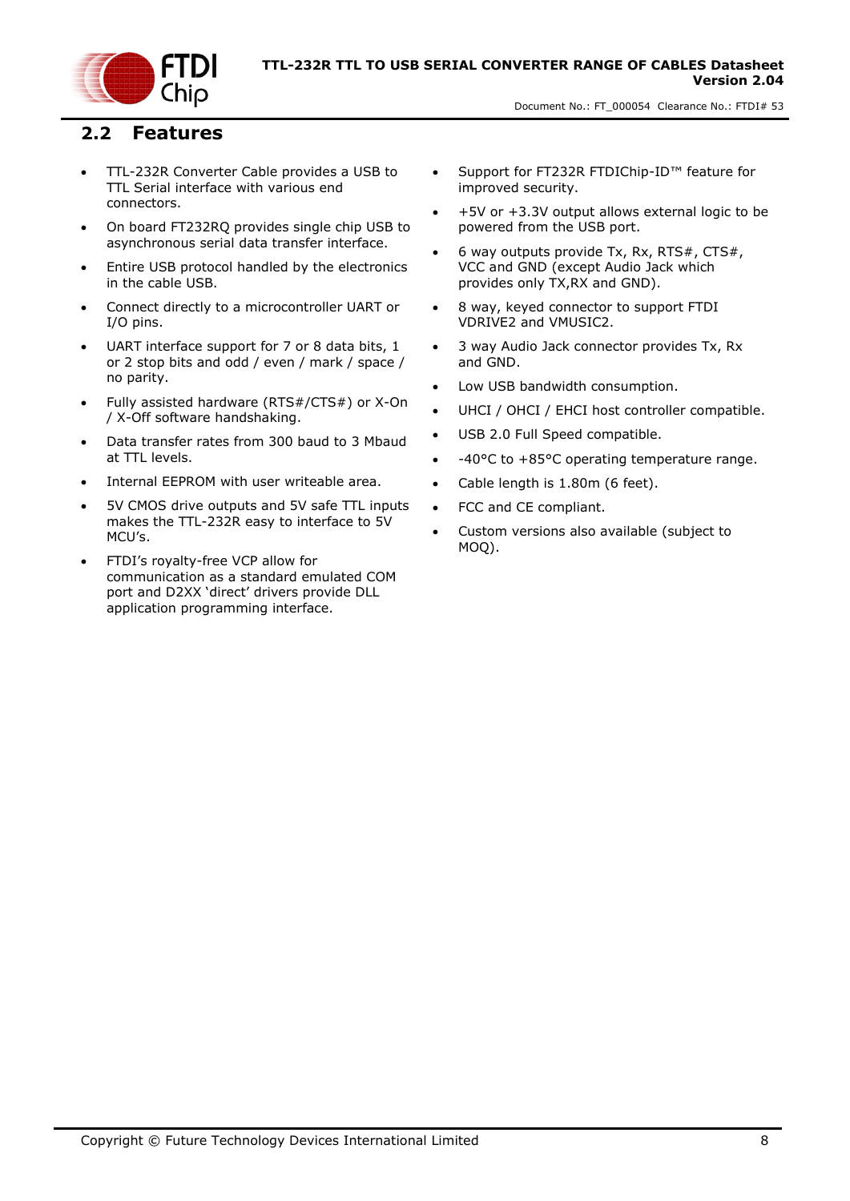## 2.2 Features

- TTL-232R Converter Cable provides a USB to TTL Serial interface with various end connectors.
- On board FT232RQ provides single chip USB to asynchronous serial data transfer interface.
- Entire USB protocol handled by the electronics in the cable USB.
- Connect directly to a microcontroller UART or I/O pins.
- UART interface support for 7 or 8 data bits, 1 or 2 stop bits and odd / even / mark / space / no parity.
- Fully assisted hardware (RTS#/CTS#) or X-On / X-Off software handshaking.
- Data transfer rates from 300 baud to 3 Mbaud at TTL levels.
- Internal EEPROM with user writeable area.
- 5V CMOS drive outputs and 5V safe TTL inputs makes the TTL-232R easy to interface to 5V MCU's.
- FTDI's royalty-free VCP allow for communication as a standard emulated COM port and D2XX 'direct' drivers provide DLL application programming interface.
- Support for FT232R FTDIChip-ID™ feature for improved security.
- +5V or +3.3V output allows external logic to be powered from the USB port.
- 6 way outputs provide Tx, Rx, RTS#, CTS#, VCC and GND (except Audio Jack which provides only TX,RX and GND).
- 8 way, keyed connector to support FTDI VDRIVE2 and VMUSIC2.
- 3 way Audio Jack connector provides Tx, Rx and GND.
- Low USB bandwidth consumption.
- UHCI / OHCI / EHCI host controller compatible.
- USB 2.0 Full Speed compatible.
- -40°C to +85°C operating temperature range.
- Cable length is 1.80m (6 feet).
- FCC and CE compliant.
- Custom versions also available (subject to MOQ).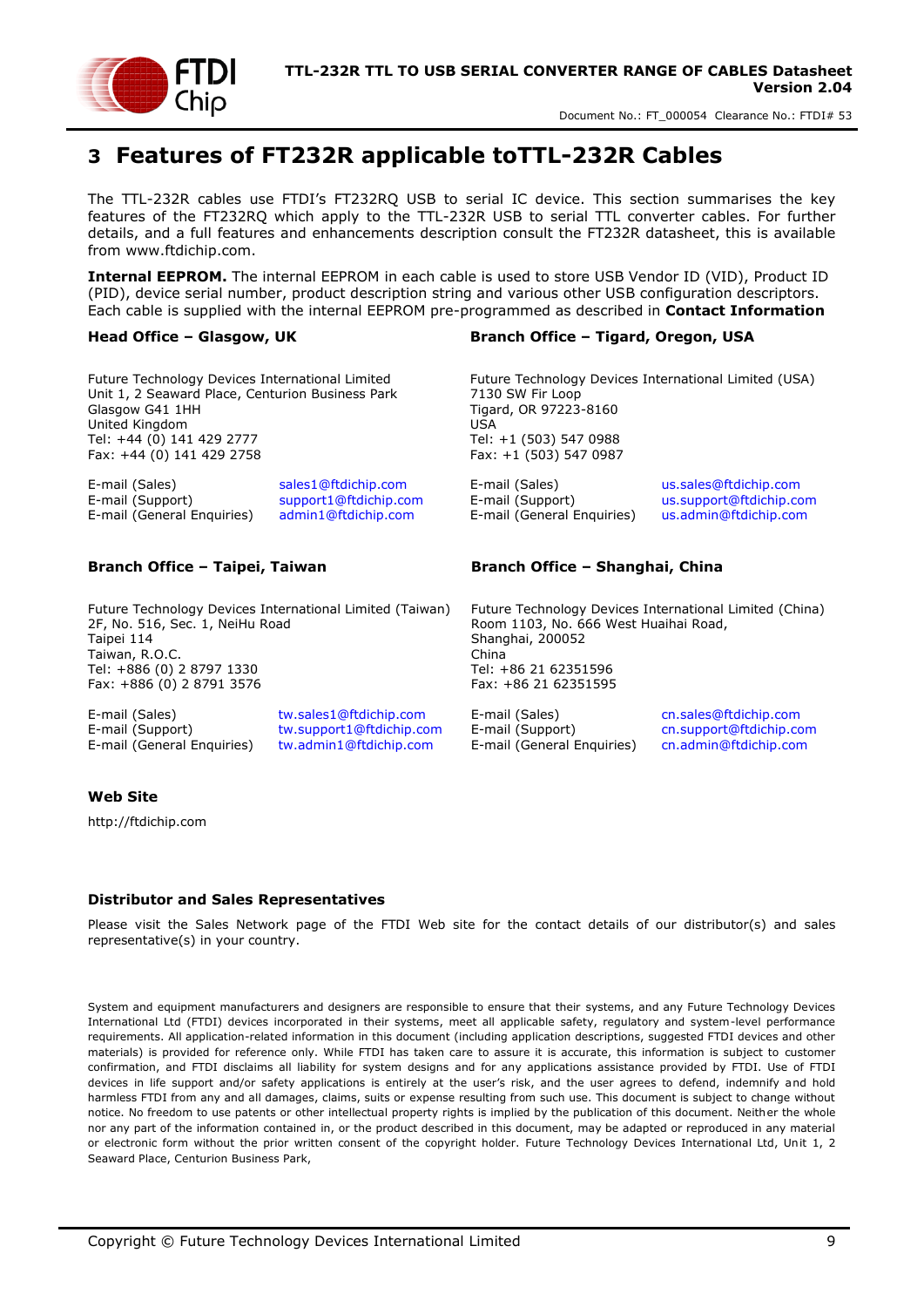# 3 Features of FT232R applicable toTTL-232R Cables

The TTL-232R cables use FTDI's FT232RQ USB to serial IC device. This section summarises the key features of the FT232RQ which apply to the TTL-232R USB to serial TTL converter cables. For further details, and a full features and enhancements description consult the FT232R datasheet, this is available from www.ftdichip.com.

**Internal EEPROM.** The internal EEPROM in each cable is used to store USB Vendor ID (VID), Product ID (PID), device serial number, product description string and various other USB configuration descriptors. Each cable is supplied with the internal EEPROM pre-programmed as described in **Contact Information**

**Head Office – Glasgow, UK**

Future Technology Devices International Limited
Unit 1, 2 Seaward Place, Centurion Business Park
Glasgow G41 1HH
United Kingdom
Tel: +44 (0) 141 429 2777
Fax: +44 (0) 141 429 2758

| | |
|---|---|
| E-mail (Sales) | sales1@ftdichip.com |
| E-mail (Support) | support1@ftdichip.com |
| E-mail (General Enquiries) | admin1@ftdichip.com |

**Branch Office – Tigard, Oregon, USA**

Future Technology Devices International Limited (USA)
7130 SW Fir Loop
Tigard, OR 97223-8160
USA
Tel: +1 (503) 547 0988
Fax: +1 (503) 547 0987

| | |
|---|---|
| E-mail (Sales) | us.sales@ftdichip.com |
| E-mail (Support) | us.support@ftdichip.com |
| E-mail (General Enquiries) | us.admin@ftdichip.com |

**Branch Office – Taipei, Taiwan**

Future Technology Devices International Limited (Taiwan)
2F, No. 516, Sec. 1, NeiHu Road
Taipei 114
Taiwan, R.O.C.
Tel: +886 (0) 2 8797 1330
Fax: +886 (0) 2 8791 3576

| | |
|---|---|
| E-mail (Sales) | tw.sales1@ftdichip.com |
| E-mail (Support) | tw.support1@ftdichip.com |
| E-mail (General Enquiries) | tw.admin1@ftdichip.com |

**Branch Office – Shanghai, China**

Future Technology Devices International Limited (China)
Room 1103, No. 666 West Huaihai Road,
Shanghai, 200052
China
Tel: +86 21 62351596
Fax: +86 21 62351595

| | |
|---|---|
| E-mail (Sales) | cn.sales@ftdichip.com |
| E-mail (Support) | cn.support@ftdichip.com |
| E-mail (General Enquiries) | cn.admin@ftdichip.com |

**Web Site**

http://ftdichip.com

**Distributor and Sales Representatives**

Please visit the Sales Network page of the FTDI Web site for the contact details of our distributor(s) and sales representative(s) in your country.

System and equipment manufacturers and designers are responsible to ensure that their systems, and any Future Technology Devices International Ltd (FTDI) devices incorporated in their systems, meet all applicable safety, regulatory and system-level performance requirements. All application-related information in this document (including application descriptions, suggested FTDI devices and other materials) is provided for reference only. While FTDI has taken care to assure it is accurate, this information is subject to customer confirmation, and FTDI disclaims all liability for system designs and for any applications assistance provided by FTDI. Use of FTDI devices in life support and/or safety applications is entirely at the user's risk, and the user agrees to defend, indemnify and hold harmless FTDI from any and all damages, claims, suits or expense resulting from such use. This document is subject to change without notice. No freedom to use patents or other intellectual property rights is implied by the publication of this document. Neither the whole nor any part of the information contained in, or the product described in this document, may be adapted or reproduced in any material or electronic form without the prior written consent of the copyright holder. Future Technology Devices International Ltd, Unit 1, 2 Seaward Place, Centurion Business Park,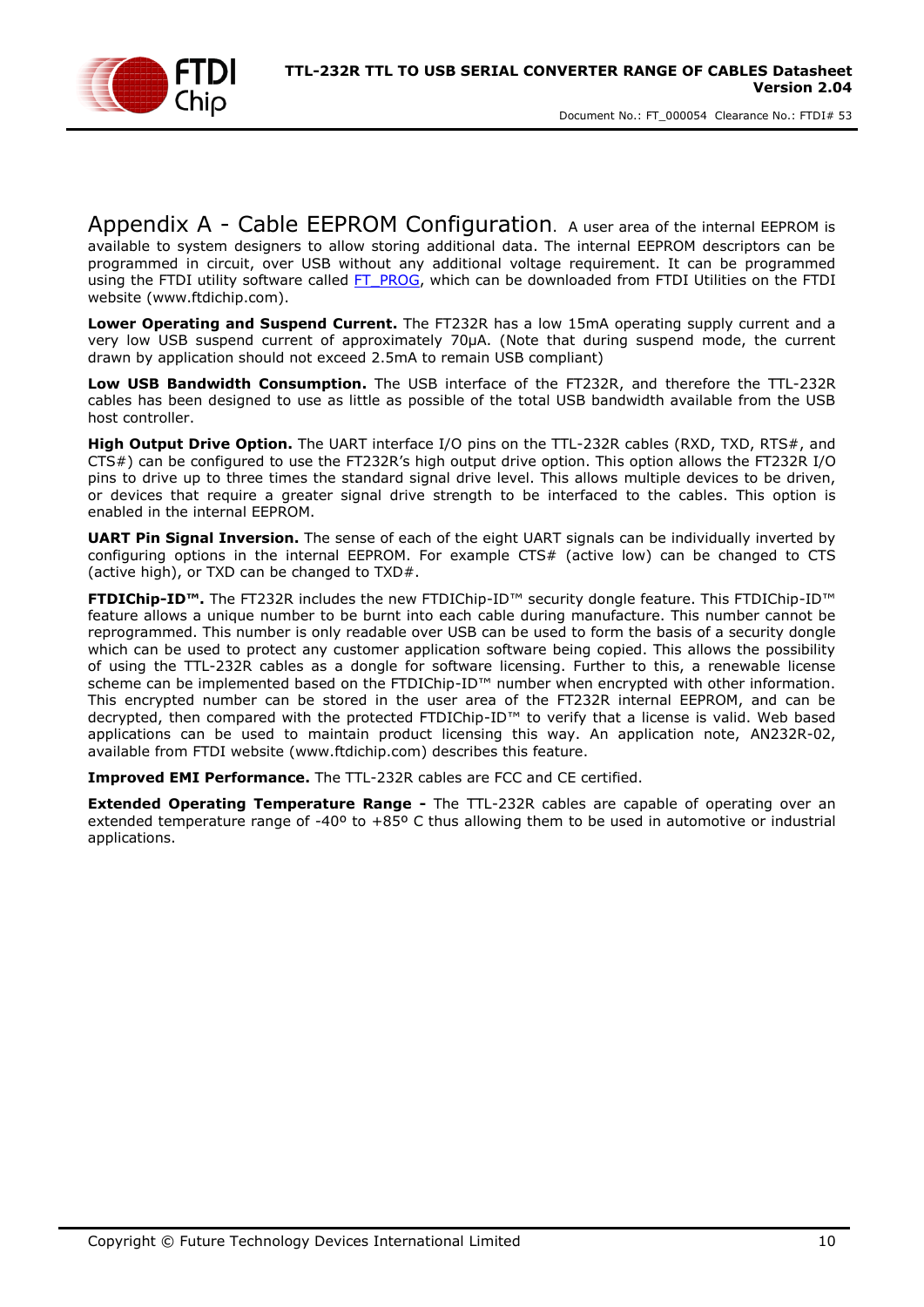# Appendix A - Cable EEPROM Configuration.

A user area of the internal EEPROM is available to system designers to allow storing additional data. The internal EEPROM descriptors can be programmed in circuit, over USB without any additional voltage requirement. It can be programmed using the FTDI utility software called FT_PROG, which can be downloaded from FTDI Utilities on the FTDI website (www.ftdichip.com).

**Lower Operating and Suspend Current.** The FT232R has a low 15mA operating supply current and a very low USB suspend current of approximately 70μA. (Note that during suspend mode, the current drawn by application should not exceed 2.5mA to remain USB compliant)

**Low USB Bandwidth Consumption.** The USB interface of the FT232R, and therefore the TTL-232R cables has been designed to use as little as possible of the total USB bandwidth available from the USB host controller.

**High Output Drive Option.** The UART interface I/O pins on the TTL-232R cables (RXD, TXD, RTS#, and CTS#) can be configured to use the FT232R's high output drive option. This option allows the FT232R I/O pins to drive up to three times the standard signal drive level. This allows multiple devices to be driven, or devices that require a greater signal drive strength to be interfaced to the cables. This option is enabled in the internal EEPROM.

**UART Pin Signal Inversion.** The sense of each of the eight UART signals can be individually inverted by configuring options in the internal EEPROM. For example CTS# (active low) can be changed to CTS (active high), or TXD can be changed to TXD#.

**FTDIChip-ID™.** The FT232R includes the new FTDIChip-ID™ security dongle feature. This FTDIChip-ID™ feature allows a unique number to be burnt into each cable during manufacture. This number cannot be reprogrammed. This number is only readable over USB can be used to form the basis of a security dongle which can be used to protect any customer application software being copied. This allows the possibility of using the TTL-232R cables as a dongle for software licensing. Further to this, a renewable license scheme can be implemented based on the FTDIChip-ID™ number when encrypted with other information. This encrypted number can be stored in the user area of the FT232R internal EEPROM, and can be decrypted, then compared with the protected FTDIChip-ID™ to verify that a license is valid. Web based applications can be used to maintain product licensing this way. An application note, AN232R-02, available from FTDI website (www.ftdichip.com) describes this feature.

**Improved EMI Performance.** The TTL-232R cables are FCC and CE certified.

**Extended Operating Temperature Range -** The TTL-232R cables are capable of operating over an extended temperature range of -40º to +85º C thus allowing them to be used in automotive or industrial applications.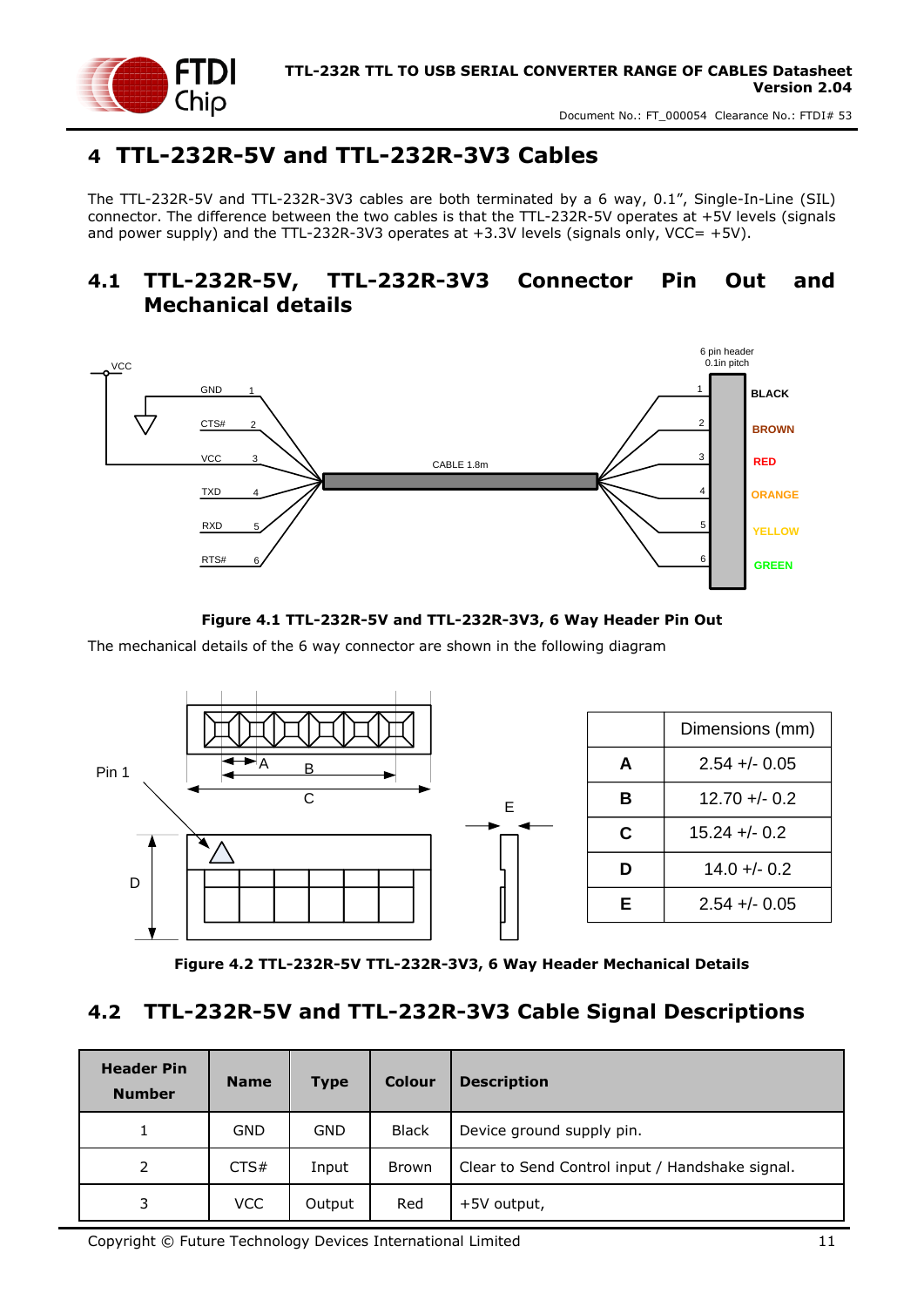# 4 TTL-232R-5V and TTL-232R-3V3 Cables

The TTL-232R-5V and TTL-232R-3V3 cables are both terminated by a 6 way, 0.1", Single-In-Line (SIL) connector. The difference between the two cables is that the TTL-232R-5V operates at +5V levels (signals and power supply) and the TTL-232R-3V3 operates at +3.3V levels (signals only, VCC= +5V).

## 4.1 TTL-232R-5V, TTL-232R-3V3 Connector Pin Out and Mechanical details

VCC
GND 1
CTS# 2
VCC 3
TXD 4
RXD 5
RTS# 6
CABLE 1.8m
6 pin header
0.1in pitch
1 BLACK
2 BROWN
3 RED
4 ORANGE
5 YELLOW
6 GREEN

**Figure 4.1 TTL-232R-5V and TTL-232R-3V3, 6 Way Header Pin Out**

The mechanical details of the 6 way connector are shown in the following diagram

Pin 1
A
B
C
D
E

| | Dimensions (mm) |
|---|---|
| **A** | 2.54 +/- 0.05 |
| **B** | 12.70 +/- 0.2 |
| **C** | 15.24 +/- 0.2 |
| **D** | 14.0 +/- 0.2 |
| **E** | 2.54 +/- 0.05 |

**Figure 4.2 TTL-232R-5V TTL-232R-3V3, 6 Way Header Mechanical Details**

## 4.2 TTL-232R-5V and TTL-232R-3V3 Cable Signal Descriptions

| Header Pin Number | Name | Type | Colour | Description |
|---|---|---|---|---|
| 1 | GND | GND | Black | Device ground supply pin. |
| 2 | CTS# | Input | Brown | Clear to Send Control input / Handshake signal. |
| 3 | VCC | Output | Red | +5V output, |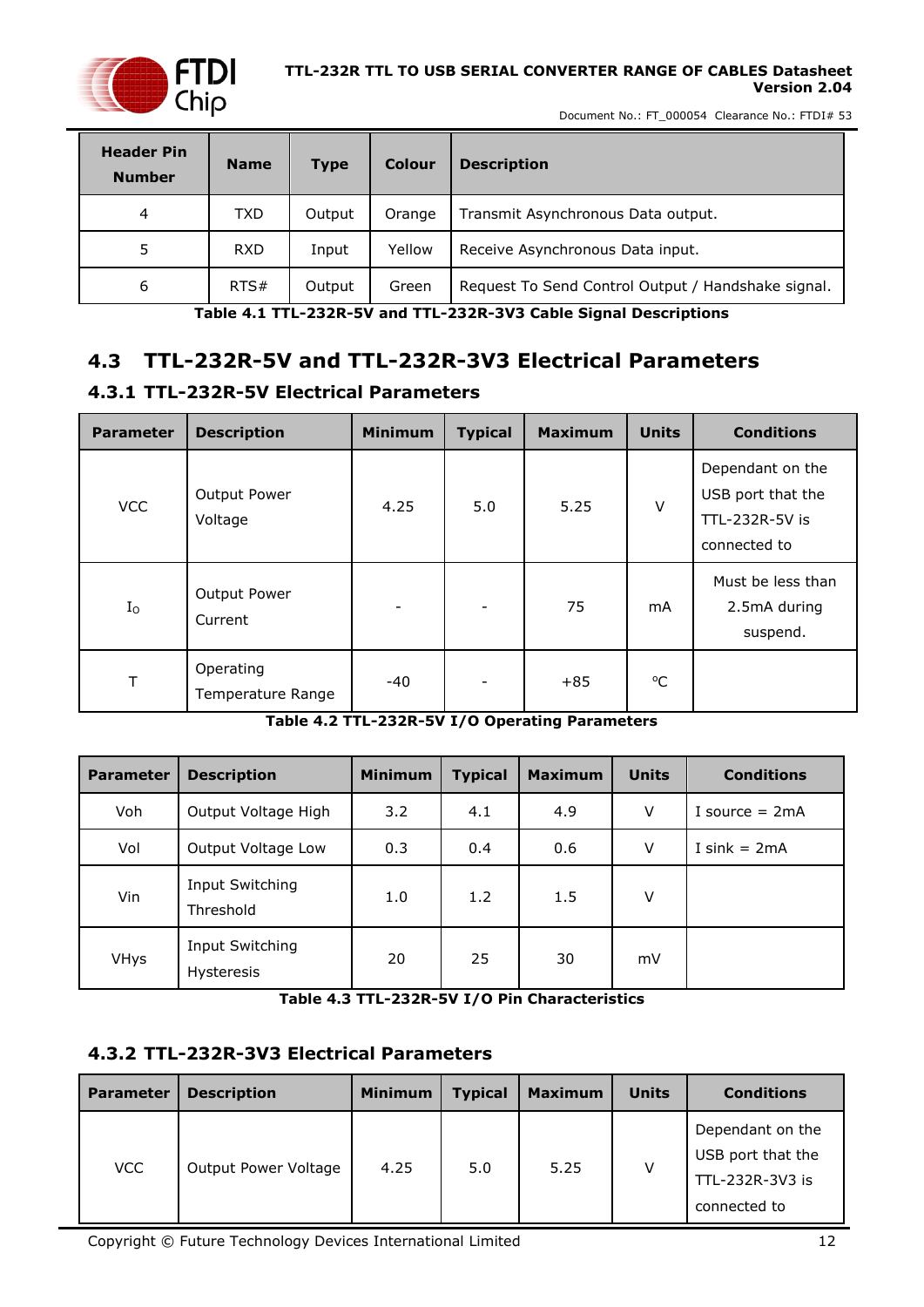| Header Pin Number | Name | Type | Colour | Description |
|---|---|---|---|---|
| 4 | TXD | Output | Orange | Transmit Asynchronous Data output. |
| 5 | RXD | Input | Yellow | Receive Asynchronous Data input. |
| 6 | RTS# | Output | Green | Request To Send Control Output / Handshake signal. |

**Table 4.1 TTL-232R-5V and TTL-232R-3V3 Cable Signal Descriptions**

## 4.3 TTL-232R-5V and TTL-232R-3V3 Electrical Parameters

### 4.3.1 TTL-232R-5V Electrical Parameters

| Parameter | Description | Minimum | Typical | Maximum | Units | Conditions |
|---|---|---|---|---|---|---|
| VCC | Output Power Voltage | 4.25 | 5.0 | 5.25 | V | Dependant on the USB port that the TTL-232R-5V is connected to |
| $I_O$ | Output Power Current | - | - | 75 | mA | Must be less than 2.5mA during suspend. |
| T | Operating Temperature Range | -40 | - | +85 | °C | |

**Table 4.2 TTL-232R-5V I/O Operating Parameters**

| Parameter | Description | Minimum | Typical | Maximum | Units | Conditions |
|---|---|---|---|---|---|---|
| Voh | Output Voltage High | 3.2 | 4.1 | 4.9 | V | I source = 2mA |
| Vol | Output Voltage Low | 0.3 | 0.4 | 0.6 | V | I sink = 2mA |
| Vin | Input Switching Threshold | 1.0 | 1.2 | 1.5 | V | |
| VHys | Input Switching Hysteresis | 20 | 25 | 30 | mV | |

**Table 4.3 TTL-232R-5V I/O Pin Characteristics**

### 4.3.2 TTL-232R-3V3 Electrical Parameters

| Parameter | Description | Minimum | Typical | Maximum | Units | Conditions |
|---|---|---|---|---|---|---|
| VCC | Output Power Voltage | 4.25 | 5.0 | 5.25 | V | Dependant on the USB port that the TTL-232R-3V3 is connected to |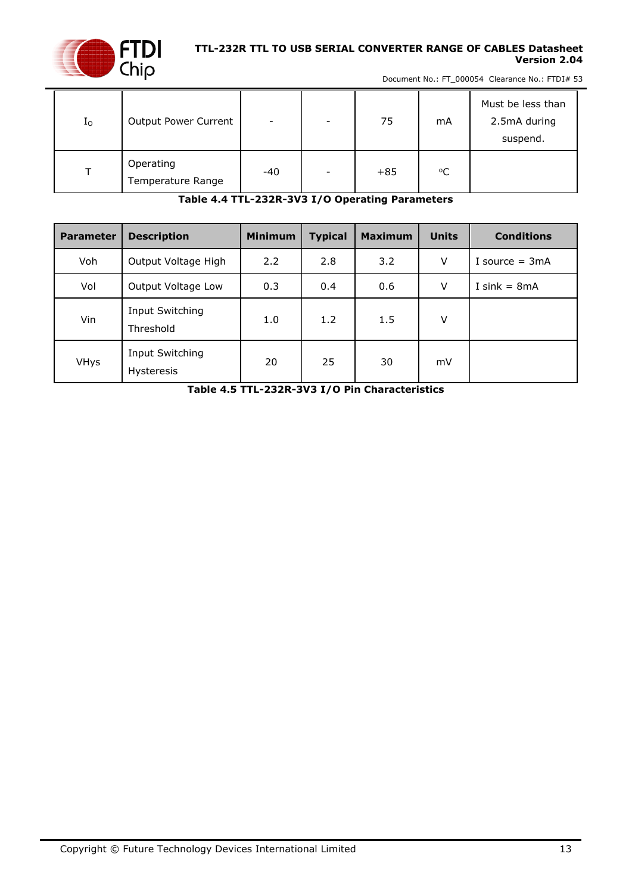| | | | | | | |
|---|---|---|---|---|---|---|
| $I_O$ | Output Power Current | - | - | 75 | mA | Must be less than 2.5mA during suspend. |
| T | Operating Temperature Range | -40 | - | +85 | °C | |

**Table 4.4 TTL-232R-3V3 I/O Operating Parameters**

| Parameter | Description | Minimum | Typical | Maximum | Units | Conditions |
|---|---|---|---|---|---|---|
| Voh | Output Voltage High | 2.2 | 2.8 | 3.2 | V | I source = 3mA |
| Vol | Output Voltage Low | 0.3 | 0.4 | 0.6 | V | I sink = 8mA |
| Vin | Input Switching Threshold | 1.0 | 1.2 | 1.5 | V | |
| VHys | Input Switching Hysteresis | 20 | 25 | 30 | mV | |

**Table 4.5 TTL-232R-3V3 I/O Pin Characteristics**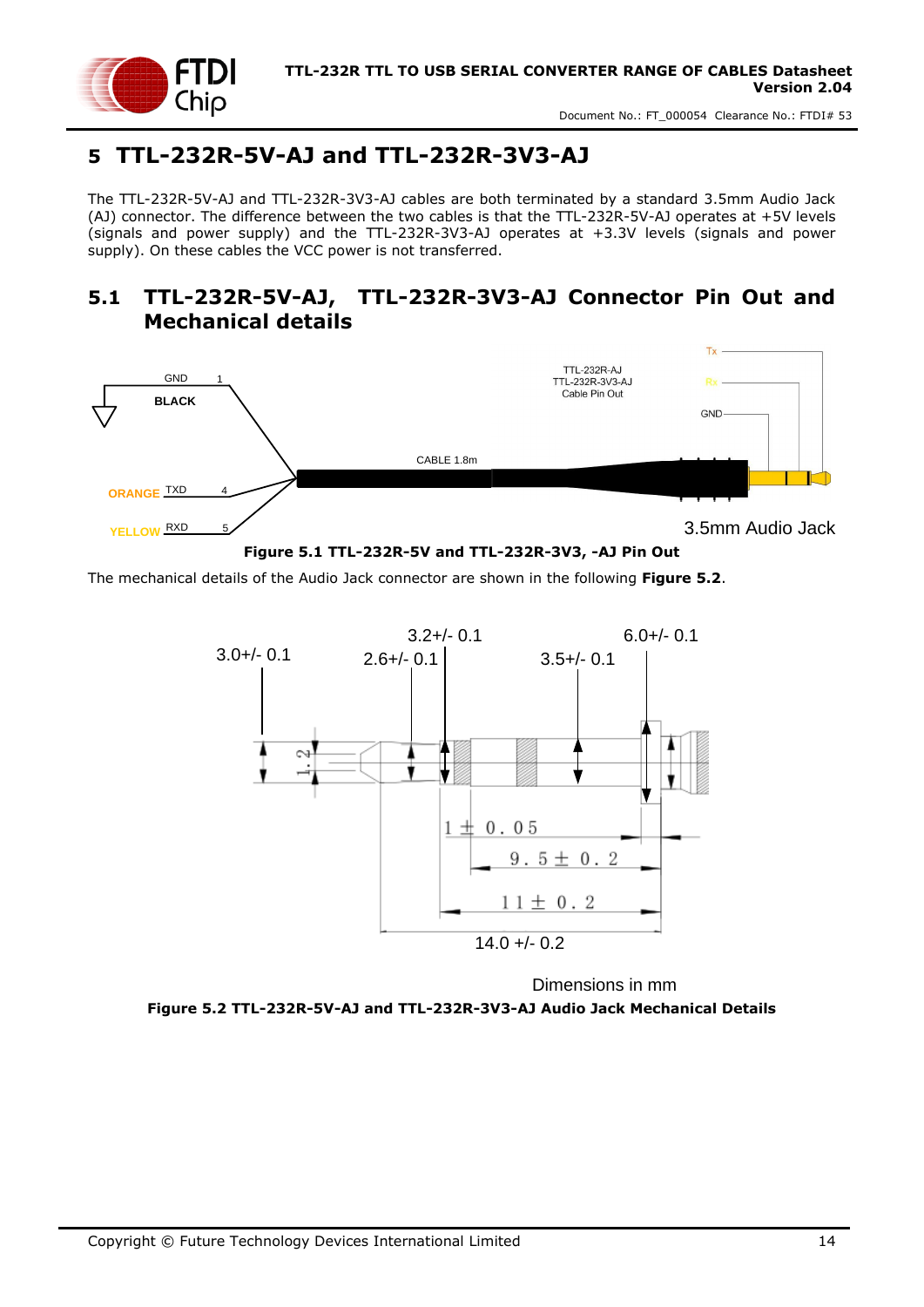# 5 TTL-232R-5V-AJ and TTL-232R-3V3-AJ

The TTL-232R-5V-AJ and TTL-232R-3V3-AJ cables are both terminated by a standard 3.5mm Audio Jack (AJ) connector. The difference between the two cables is that the TTL-232R-5V-AJ operates at +5V levels (signals and power supply) and the TTL-232R-3V3-AJ operates at +3.3V levels (signals and power supply). On these cables the VCC power is not transferred.

## 5.1 TTL-232R-5V-AJ, TTL-232R-3V3-AJ Connector Pin Out and Mechanical details

GND 1
BLACK
ORANGE TXD 4
YELLOW RXD 5
CABLE 1.8m
TTL-232R-AJ
TTL-232R-3V3-AJ
Cable Pin Out
Tx
Rx
GND
3.5mm Audio Jack

**Figure 5.1 TTL-232R-5V and TTL-232R-3V3, -AJ Pin Out**

The mechanical details of the Audio Jack connector are shown in the following **Figure 5.2**.

3.0+/- 0.1
3.2+/- 0.1
2.6+/- 0.1
6.0+/- 0.1
3.5+/- 0.1
1.2
1 ± 0.05
9.5 ± 0.2
11 ± 0.2
14.0 +/- 0.2

Dimensions in mm

**Figure 5.2 TTL-232R-5V-AJ and TTL-232R-3V3-AJ Audio Jack Mechanical Details**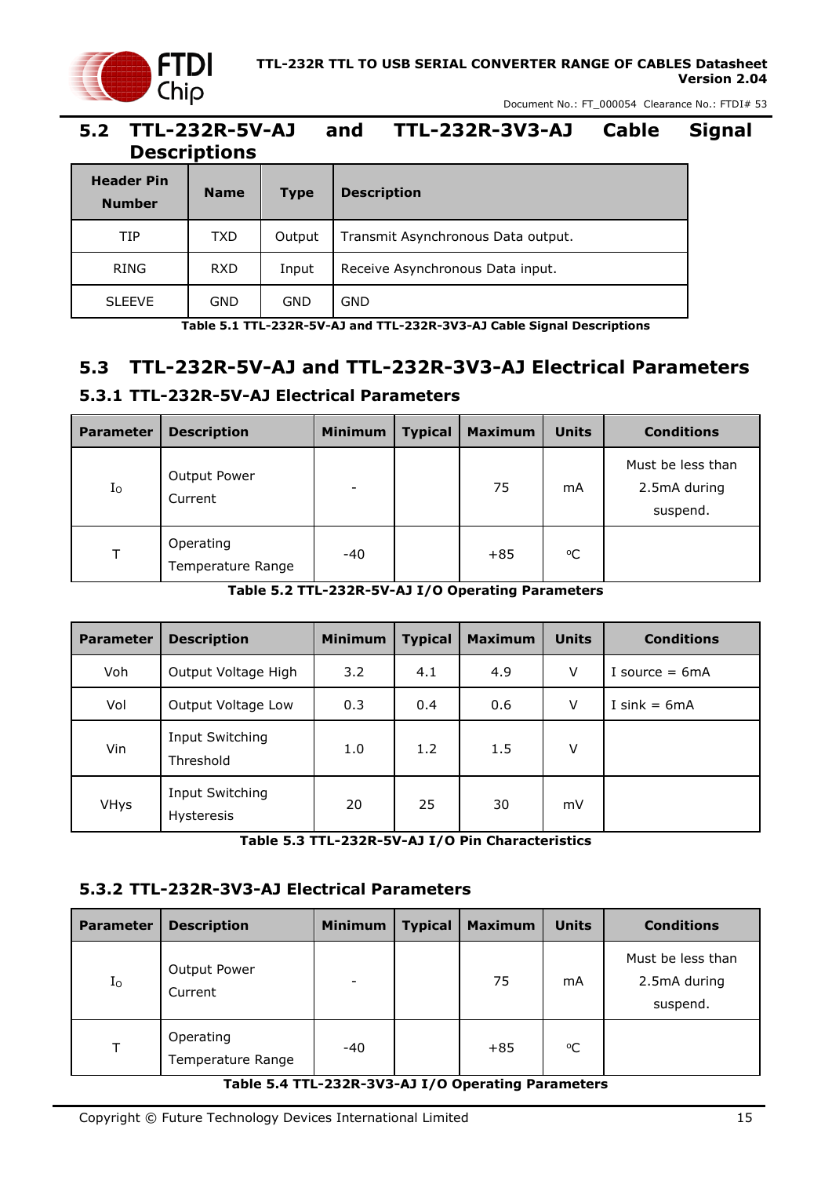## 5.2 TTL-232R-5V-AJ and TTL-232R-3V3-AJ Cable Signal Descriptions

| Header Pin Number | Name | Type | Description |
|---|---|---|---|
| TIP | TXD | Output | Transmit Asynchronous Data output. |
| RING | RXD | Input | Receive Asynchronous Data input. |
| SLEEVE | GND | GND | GND |

**Table 5.1 TTL-232R-5V-AJ and TTL-232R-3V3-AJ Cable Signal Descriptions**

## 5.3 TTL-232R-5V-AJ and TTL-232R-3V3-AJ Electrical Parameters

### 5.3.1 TTL-232R-5V-AJ Electrical Parameters

| Parameter | Description | Minimum | Typical | Maximum | Units | Conditions |
|---|---|---|---|---|---|---|
| $I_O$ | Output Power Current | - | | 75 | mA | Must be less than 2.5mA during suspend. |
| T | Operating Temperature Range | -40 | | +85 | °C | |

**Table 5.2 TTL-232R-5V-AJ I/O Operating Parameters**

| Parameter | Description | Minimum | Typical | Maximum | Units | Conditions |
|---|---|---|---|---|---|---|
| Voh | Output Voltage High | 3.2 | 4.1 | 4.9 | V | I source = 6mA |
| Vol | Output Voltage Low | 0.3 | 0.4 | 0.6 | V | I sink = 6mA |
| Vin | Input Switching Threshold | 1.0 | 1.2 | 1.5 | V | |
| VHys | Input Switching Hysteresis | 20 | 25 | 30 | mV | |

**Table 5.3 TTL-232R-5V-AJ I/O Pin Characteristics**

### 5.3.2 TTL-232R-3V3-AJ Electrical Parameters

| Parameter | Description | Minimum | Typical | Maximum | Units | Conditions |
|---|---|---|---|---|---|---|
| $I_O$ | Output Power Current | - | | 75 | mA | Must be less than 2.5mA during suspend. |
| T | Operating Temperature Range | -40 | | +85 | °C | |

**Table 5.4 TTL-232R-3V3-AJ I/O Operating Parameters**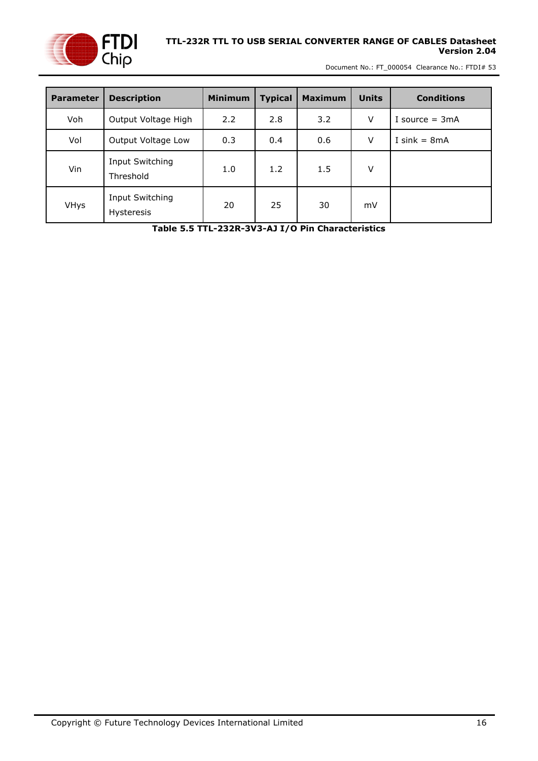| Parameter | Description | Minimum | Typical | Maximum | Units | Conditions |
|---|---|---|---|---|---|---|
| Voh | Output Voltage High | 2.2 | 2.8 | 3.2 | V | I source = 3mA |
| Vol | Output Voltage Low | 0.3 | 0.4 | 0.6 | V | I sink = 8mA |
| Vin | Input Switching Threshold | 1.0 | 1.2 | 1.5 | V | |
| VHys | Input Switching Hysteresis | 20 | 25 | 30 | mV | |

**Table 5.5 TTL-232R-3V3-AJ I/O Pin Characteristics**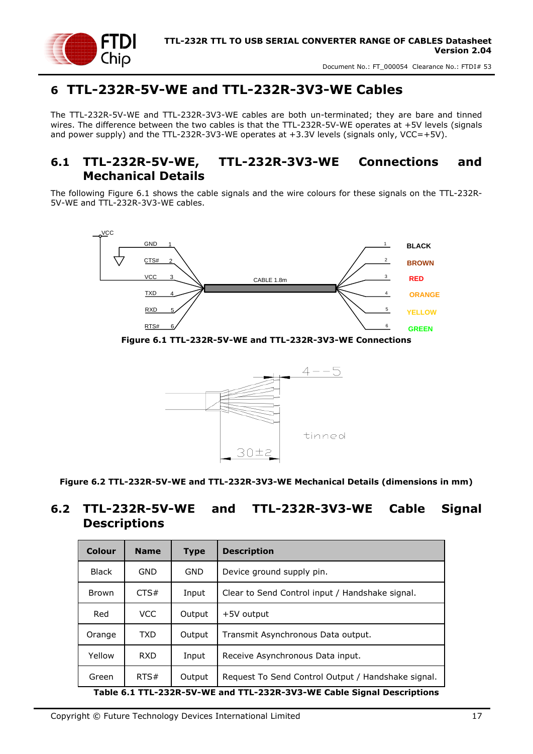# 6 TTL-232R-5V-WE and TTL-232R-3V3-WE Cables

The TTL-232R-5V-WE and TTL-232R-3V3-WE cables are both un-terminated; they are bare and tinned wires. The difference between the two cables is that the TTL-232R-5V-WE operates at +5V levels (signals and power supply) and the TTL-232R-3V3-WE operates at +3.3V levels (signals only, VCC=+5V).

## 6.1 TTL-232R-5V-WE, TTL-232R-3V3-WE Connections and Mechanical Details

The following Figure 6.1 shows the cable signals and the wire colours for these signals on the TTL-232R-5V-WE and TTL-232R-3V3-WE cables.

**Figure 6.1 TTL-232R-5V-WE and TTL-232R-3V3-WE Connections**

**Figure 6.2 TTL-232R-5V-WE and TTL-232R-3V3-WE Mechanical Details (dimensions in mm)**

## 6.2 TTL-232R-5V-WE and TTL-232R-3V3-WE Cable Signal Descriptions

| Colour | Name | Type | Description |
|---|---|---|---|
| Black | GND | GND | Device ground supply pin. |
| Brown | CTS# | Input | Clear to Send Control input / Handshake signal. |
| Red | VCC | Output | +5V output |
| Orange | TXD | Output | Transmit Asynchronous Data output. |
| Yellow | RXD | Input | Receive Asynchronous Data input. |
| Green | RTS# | Output | Request To Send Control Output / Handshake signal. |

**Table 6.1 TTL-232R-5V-WE and TTL-232R-3V3-WE Cable Signal Descriptions**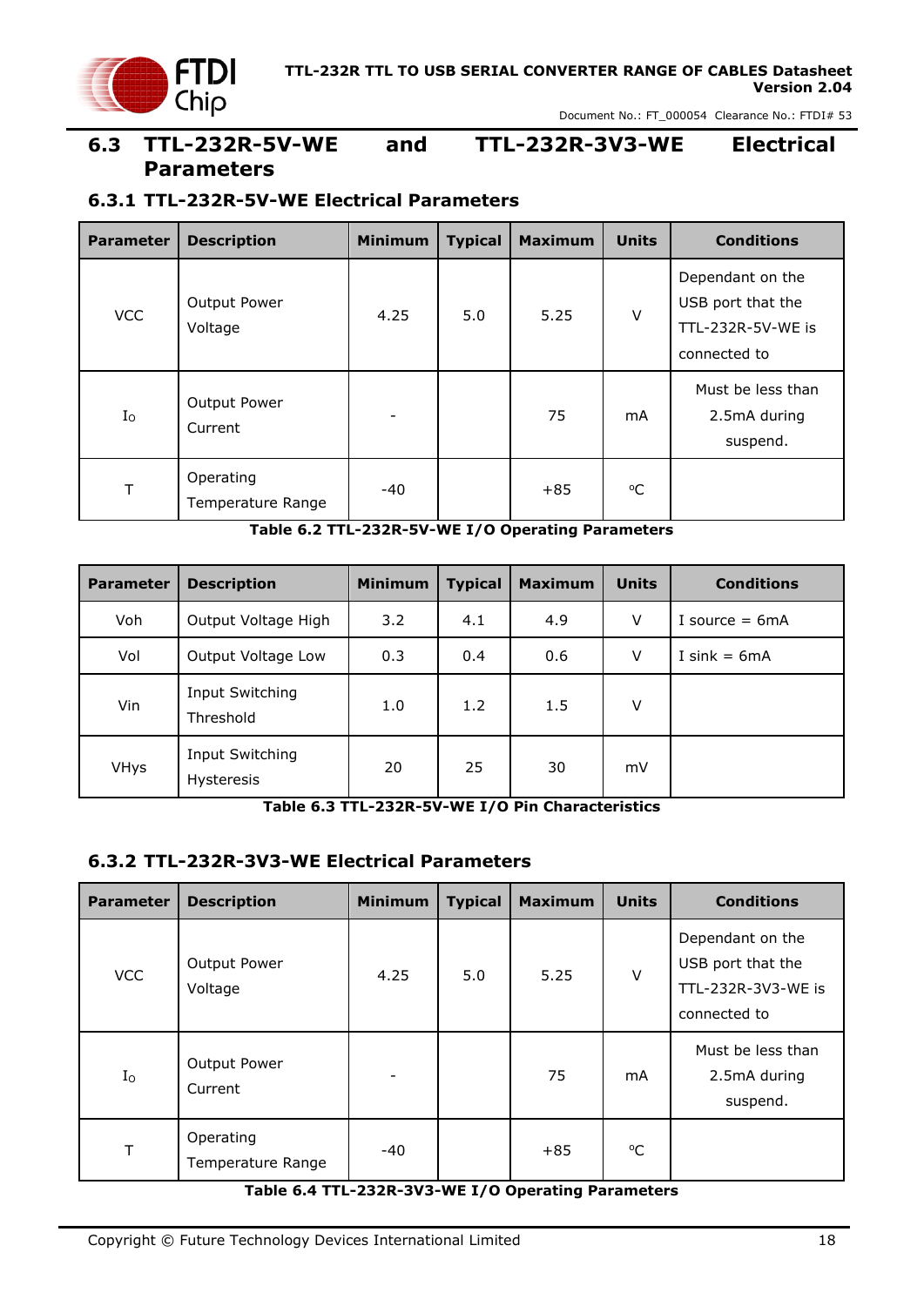## 6.3 TTL-232R-5V-WE and TTL-232R-3V3-WE Electrical Parameters

### 6.3.1 TTL-232R-5V-WE Electrical Parameters

| Parameter | Description | Minimum | Typical | Maximum | Units | Conditions |
|---|---|---|---|---|---|---|
| VCC | Output Power Voltage | 4.25 | 5.0 | 5.25 | V | Dependant on the USB port that the TTL-232R-5V-WE is connected to |
| $I_O$ | Output Power Current | - | | 75 | mA | Must be less than 2.5mA during suspend. |
| T | Operating Temperature Range | -40 | | +85 | ºC | |

**Table 6.2 TTL-232R-5V-WE I/O Operating Parameters**

| Parameter | Description | Minimum | Typical | Maximum | Units | Conditions |
|---|---|---|---|---|---|---|
| Voh | Output Voltage High | 3.2 | 4.1 | 4.9 | V | I source = 6mA |
| Vol | Output Voltage Low | 0.3 | 0.4 | 0.6 | V | I sink = 6mA |
| Vin | Input Switching Threshold | 1.0 | 1.2 | 1.5 | V | |
| VHys | Input Switching Hysteresis | 20 | 25 | 30 | mV | |

**Table 6.3 TTL-232R-5V-WE I/O Pin Characteristics**

### 6.3.2 TTL-232R-3V3-WE Electrical Parameters

| Parameter | Description | Minimum | Typical | Maximum | Units | Conditions |
|---|---|---|---|---|---|---|
| VCC | Output Power Voltage | 4.25 | 5.0 | 5.25 | V | Dependant on the USB port that the TTL-232R-3V3-WE is connected to |
| $I_O$ | Output Power Current | - | | 75 | mA | Must be less than 2.5mA during suspend. |
| T | Operating Temperature Range | -40 | | +85 | ºC | |

**Table 6.4 TTL-232R-3V3-WE I/O Operating Parameters**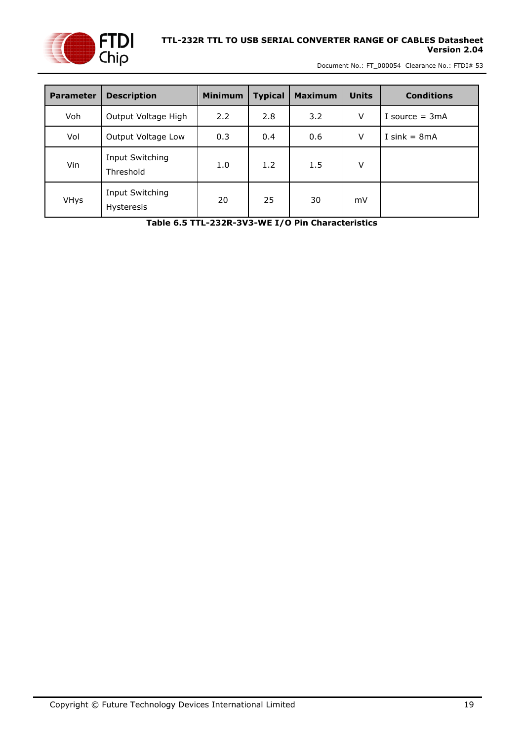| Parameter | Description | Minimum | Typical | Maximum | Units | Conditions |
|---|---|---|---|---|---|---|
| Voh | Output Voltage High | 2.2 | 2.8 | 3.2 | V | I source = 3mA |
| Vol | Output Voltage Low | 0.3 | 0.4 | 0.6 | V | I sink = 8mA |
| Vin | Input Switching Threshold | 1.0 | 1.2 | 1.5 | V | |
| VHys | Input Switching Hysteresis | 20 | 25 | 30 | mV | |

**Table 6.5 TTL-232R-3V3-WE I/O Pin Characteristics**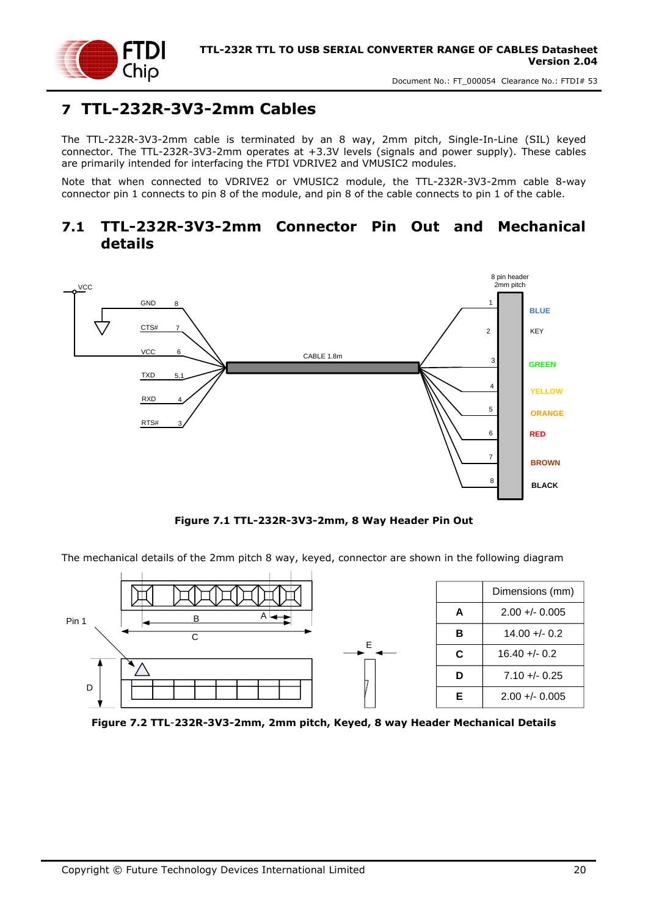# 7 TTL-232R-3V3-2mm Cables

The TTL-232R-3V3-2mm cable is terminated by an 8 way, 2mm pitch, Single-In-Line (SIL) keyed connector. The TTL-232R-3V3-2mm operates at +3.3V levels (signals and power supply). These cables are primarily intended for interfacing the FTDI VDRIVE2 and VMUSIC2 modules.

Note that when connected to VDRIVE2 or VMUSIC2 module, the TTL-232R-3V3-2mm cable 8-way connector pin 1 connects to pin 8 of the module, and pin 8 of the cable connects to pin 1 of the cable.

## 7.1 TTL-232R-3V3-2mm Connector Pin Out and Mechanical details

VCC
GND 8
CTS# 7
VCC 6
TXD 5,1
RXD 4
RTS# 3
CABLE 1.8m
8 pin header
2mm pitch
1 BLUE
2 KEY
3 GREEN
4 YELLOW
5 ORANGE
6 RED
7 BROWN
8 BLACK

**Figure 7.1 TTL-232R-3V3-2mm, 8 Way Header Pin Out**

The mechanical details of the 2mm pitch 8 way, keyed, connector are shown in the following diagram

Pin 1
A
B
C
D
E

| | Dimensions (mm) |
|---|---|
| **A** | 2.00 +/- 0.005 |
| **B** | 14.00 +/- 0.2 |
| **C** | 16.40 +/- 0.2 |
| **D** | 7.10 +/- 0.25 |
| **E** | 2.00 +/- 0.005 |

**Figure 7.2 TTL-232R-3V3-2mm, 2mm pitch, Keyed, 8 way Header Mechanical Details**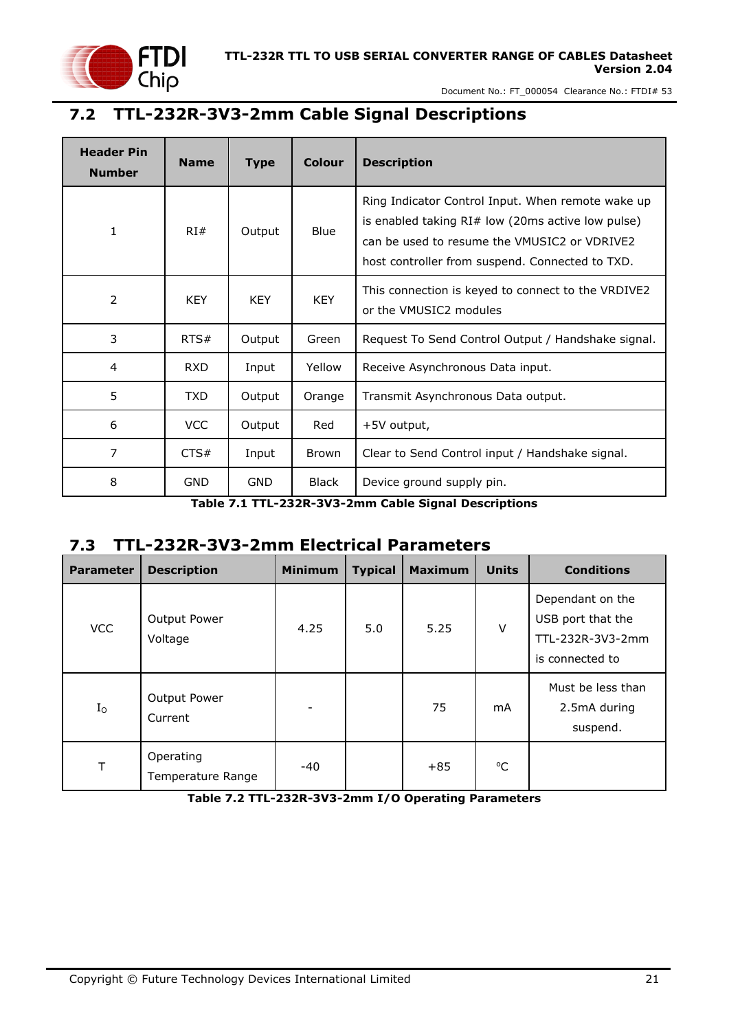## 7.2 TTL-232R-3V3-2mm Cable Signal Descriptions

| Header Pin Number | Name | Type | Colour | Description |
|---|---|---|---|---|
| 1 | RI# | Output | Blue | Ring Indicator Control Input. When remote wake up is enabled taking RI# low (20ms active low pulse) can be used to resume the VMUSIC2 or VDRIVE2 host controller from suspend. Connected to TXD. |
| 2 | KEY | KEY | KEY | This connection is keyed to connect to the VRDIVE2 or the VMUSIC2 modules |
| 3 | RTS# | Output | Green | Request To Send Control Output / Handshake signal. |
| 4 | RXD | Input | Yellow | Receive Asynchronous Data input. |
| 5 | TXD | Output | Orange | Transmit Asynchronous Data output. |
| 6 | VCC | Output | Red | +5V output, |
| 7 | CTS# | Input | Brown | Clear to Send Control input / Handshake signal. |
| 8 | GND | GND | Black | Device ground supply pin. |

**Table 7.1 TTL-232R-3V3-2mm Cable Signal Descriptions**

## 7.3 TTL-232R-3V3-2mm Electrical Parameters

| Parameter | Description | Minimum | Typical | Maximum | Units | Conditions |
|---|---|---|---|---|---|---|
| VCC | Output Power Voltage | 4.25 | 5.0 | 5.25 | V | Dependant on the USB port that the TTL-232R-3V3-2mm is connected to |
| $I_O$ | Output Power Current | - | | 75 | mA | Must be less than 2.5mA during suspend. |
| T | Operating Temperature Range | -40 | | +85 | °C | |

**Table 7.2 TTL-232R-3V3-2mm I/O Operating Parameters**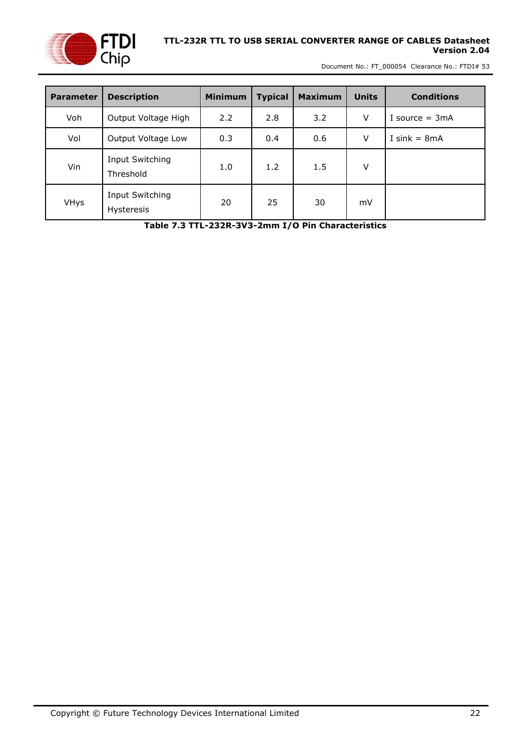| Parameter | Description | Minimum | Typical | Maximum | Units | Conditions |
|---|---|---|---|---|---|---|
| Voh | Output Voltage High | 2.2 | 2.8 | 3.2 | V | I source = 3mA |
| Vol | Output Voltage Low | 0.3 | 0.4 | 0.6 | V | I sink = 8mA |
| Vin | Input Switching Threshold | 1.0 | 1.2 | 1.5 | V | |
| VHys | Input Switching Hysteresis | 20 | 25 | 30 | mV | |

**Table 7.3 TTL-232R-3V3-2mm I/O Pin Characteristics**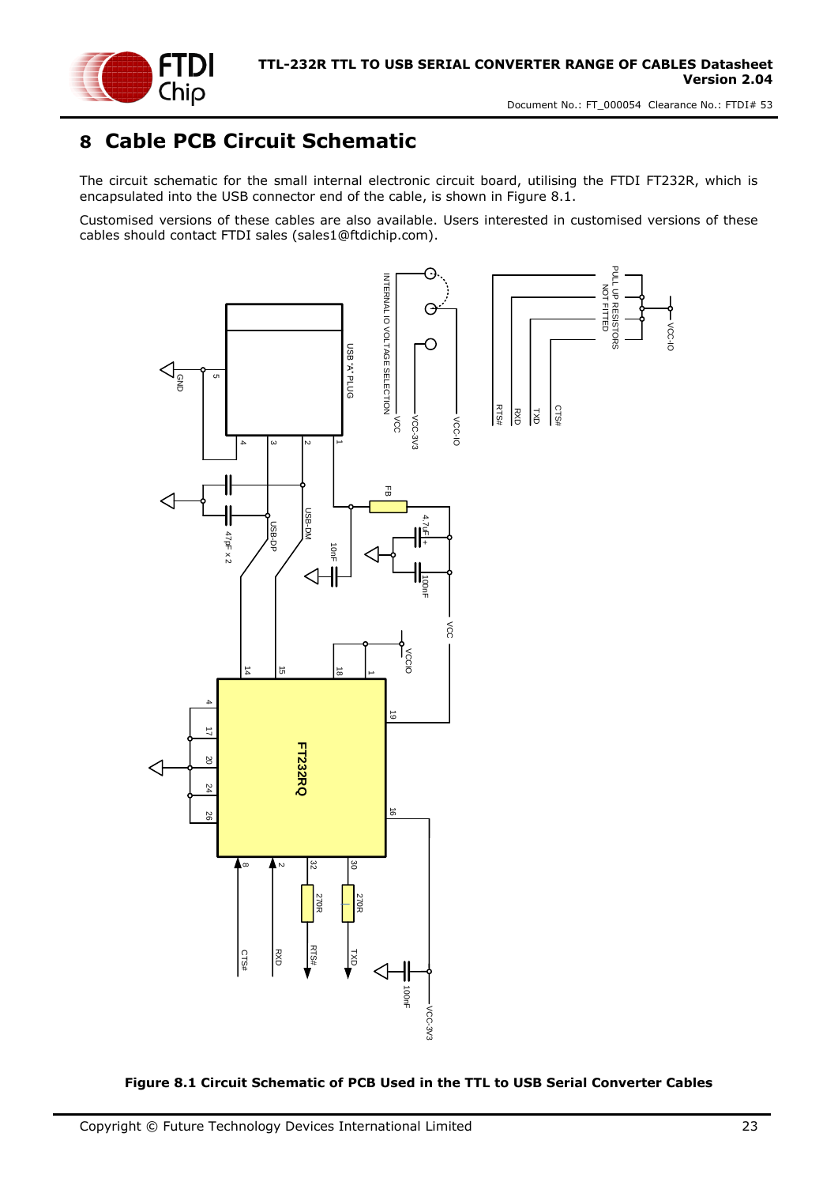# 8 Cable PCB Circuit Schematic

The circuit schematic for the small internal electronic circuit board, utilising the FTDI FT232R, which is encapsulated into the USB connector end of the cable, is shown in Figure 8.1.

Customised versions of these cables are also available. Users interested in customised versions of these cables should contact FTDI sales (sales1@ftdichip.com).

**Figure 8.1 Circuit Schematic of PCB Used in the TTL to USB Serial Converter Cables**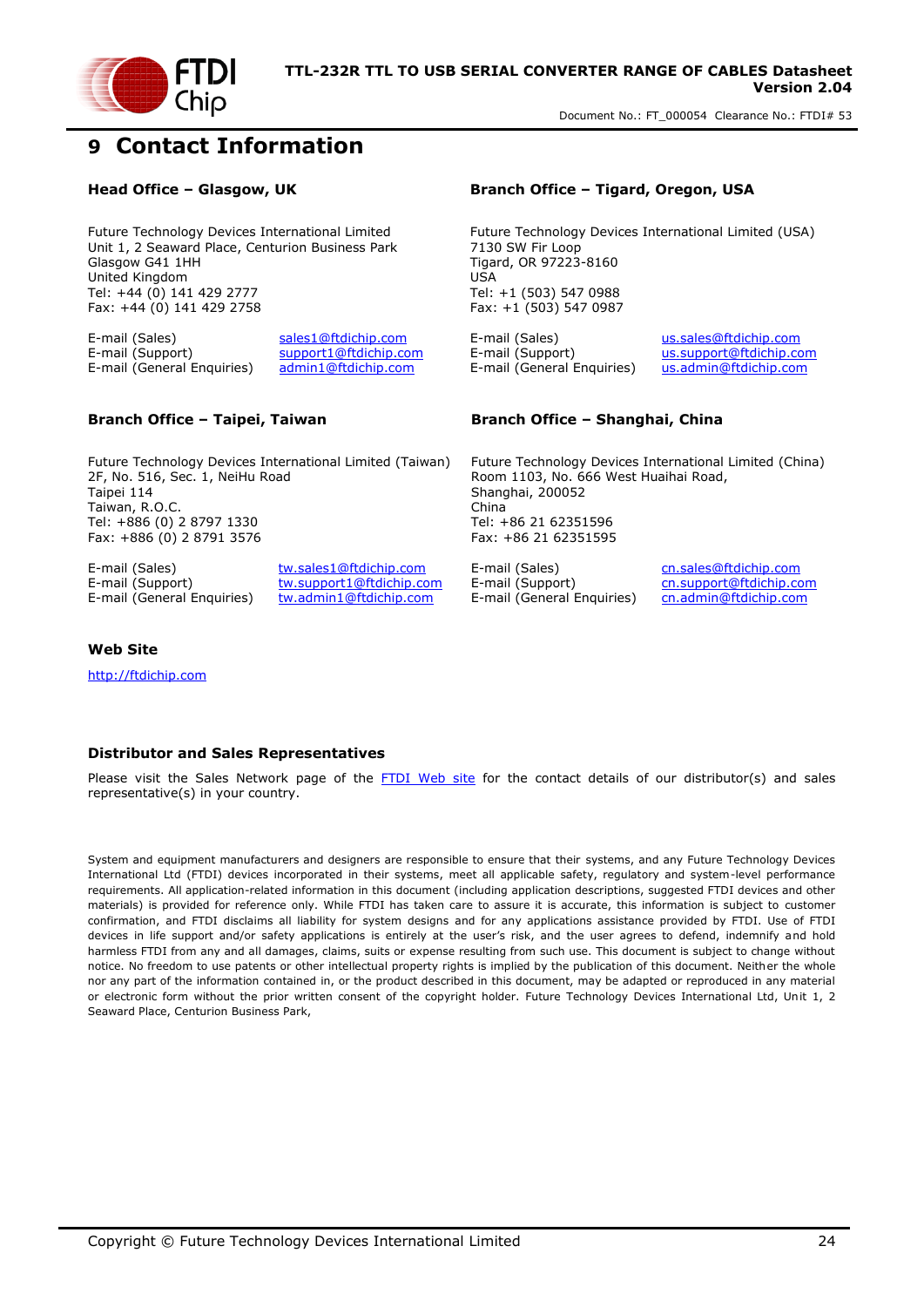# 9 Contact Information

### Head Office – Glasgow, UK

Future Technology Devices International Limited
Unit 1, 2 Seaward Place, Centurion Business Park
Glasgow G41 1HH
United Kingdom
Tel: +44 (0) 141 429 2777
Fax: +44 (0) 141 429 2758

| | |
|---|---|
| E-mail (Sales) | sales1@ftdichip.com |
| E-mail (Support) | support1@ftdichip.com |
| E-mail (General Enquiries) | admin1@ftdichip.com |

### Branch Office – Tigard, Oregon, USA

Future Technology Devices International Limited (USA)
7130 SW Fir Loop
Tigard, OR 97223-8160
USA
Tel: +1 (503) 547 0988
Fax: +1 (503) 547 0987

| | |
|---|---|
| E-mail (Sales) | us.sales@ftdichip.com |
| E-mail (Support) | us.support@ftdichip.com |
| E-mail (General Enquiries) | us.admin@ftdichip.com |

### Branch Office – Taipei, Taiwan

Future Technology Devices International Limited (Taiwan)
2F, No. 516, Sec. 1, NeiHu Road
Taipei 114
Taiwan, R.O.C.
Tel: +886 (0) 2 8797 1330
Fax: +886 (0) 2 8791 3576

| | |
|---|---|
| E-mail (Sales) | tw.sales1@ftdichip.com |
| E-mail (Support) | tw.support1@ftdichip.com |
| E-mail (General Enquiries) | tw.admin1@ftdichip.com |

### Branch Office – Shanghai, China

Future Technology Devices International Limited (China)
Room 1103, No. 666 West Huaihai Road,
Shanghai, 200052
China
Tel: +86 21 62351596
Fax: +86 21 62351595

| | |
|---|---|
| E-mail (Sales) | cn.sales@ftdichip.com |
| E-mail (Support) | cn.support@ftdichip.com |
| E-mail (General Enquiries) | cn.admin@ftdichip.com |

### Web Site

http://ftdichip.com

### Distributor and Sales Representatives

Please visit the Sales Network page of the FTDI Web site for the contact details of our distributor(s) and sales representative(s) in your country.

System and equipment manufacturers and designers are responsible to ensure that their systems, and any Future Technology Devices International Ltd (FTDI) devices incorporated in their systems, meet all applicable safety, regulatory and system-level performance requirements. All application-related information in this document (including application descriptions, suggested FTDI devices and other materials) is provided for reference only. While FTDI has taken care to assure it is accurate, this information is subject to customer confirmation, and FTDI disclaims all liability for system designs and for any applications assistance provided by FTDI. Use of FTDI devices in life support and/or safety applications is entirely at the user's risk, and the user agrees to defend, indemnify and hold harmless FTDI from any and all damages, claims, suits or expense resulting from such use. This document is subject to change without notice. No freedom to use patents or other intellectual property rights is implied by the publication of this document. Neither the whole nor any part of the information contained in, or the product described in this document, may be adapted or reproduced in any material or electronic form without the prior written consent of the copyright holder. Future Technology Devices International Ltd, Unit 1, 2 Seaward Place, Centurion Business Park,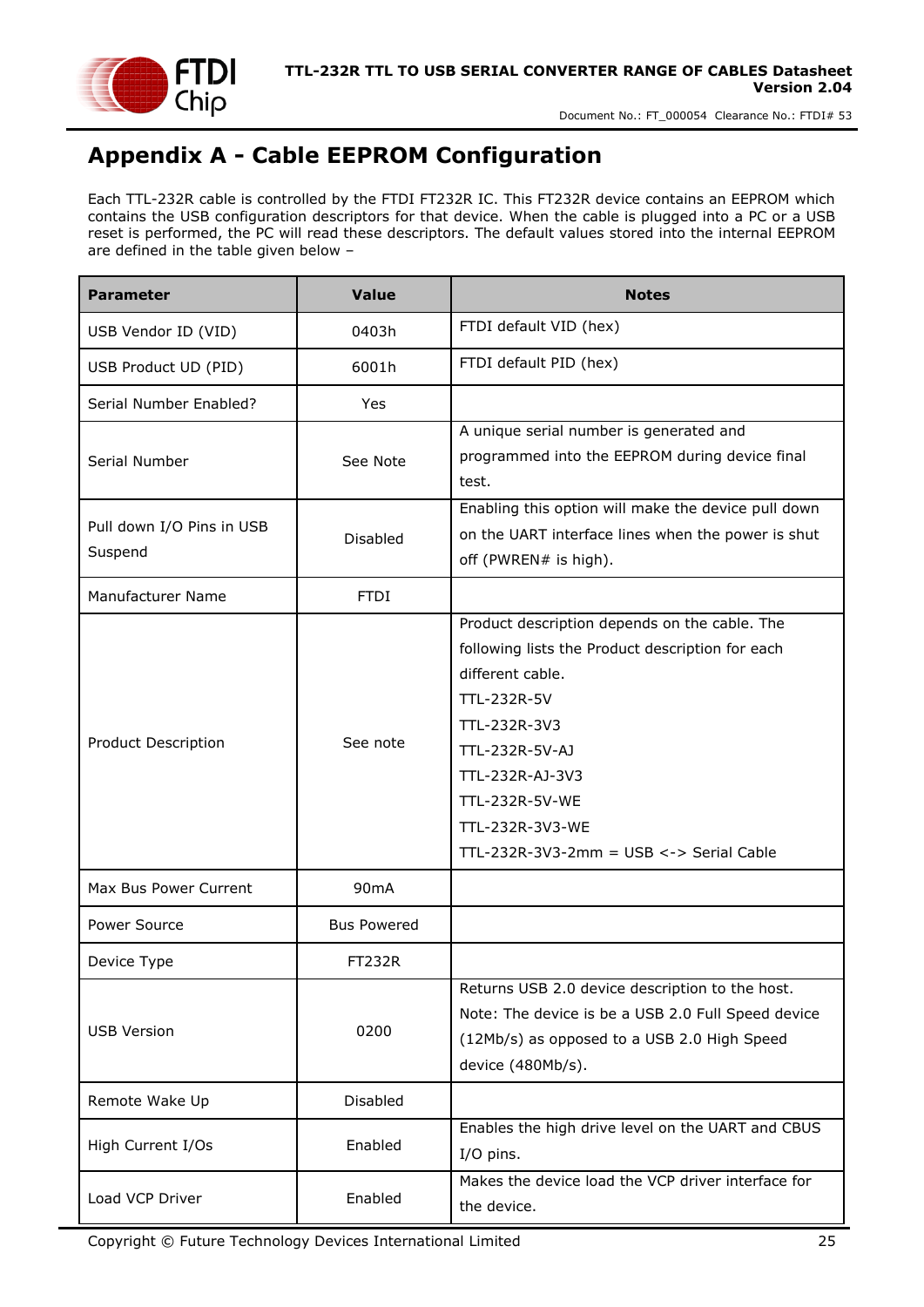# Appendix A - Cable EEPROM Configuration

Each TTL-232R cable is controlled by the FTDI FT232R IC. This FT232R device contains an EEPROM which contains the USB configuration descriptors for that device. When the cable is plugged into a PC or a USB reset is performed, the PC will read these descriptors. The default values stored into the internal EEPROM are defined in the table given below –

| Parameter | Value | Notes |
|---|---|---|
| USB Vendor ID (VID) | 0403h | FTDI default VID (hex) |
| USB Product UD (PID) | 6001h | FTDI default PID (hex) |
| Serial Number Enabled? | Yes | |
| Serial Number | See Note | A unique serial number is generated and programmed into the EEPROM during device final test. |
| Pull down I/O Pins in USB Suspend | Disabled | Enabling this option will make the device pull down on the UART interface lines when the power is shut off (PWREN# is high). |
| Manufacturer Name | FTDI | |
| Product Description | See note | Product description depends on the cable. The following lists the Product description for each different cable.<br>TTL-232R-5V<br>TTL-232R-3V3<br>TTL-232R-5V-AJ<br>TTL-232R-AJ-3V3<br>TTL-232R-5V-WE<br>TTL-232R-3V3-WE<br>TTL-232R-3V3-2mm = USB <-> Serial Cable |
| Max Bus Power Current | 90mA | |
| Power Source | Bus Powered | |
| Device Type | FT232R | |
| USB Version | 0200 | Returns USB 2.0 device description to the host. Note: The device is be a USB 2.0 Full Speed device (12Mb/s) as opposed to a USB 2.0 High Speed device (480Mb/s). |
| Remote Wake Up | Disabled | |
| High Current I/Os | Enabled | Enables the high drive level on the UART and CBUS I/O pins. |
| Load VCP Driver | Enabled | Makes the device load the VCP driver interface for the device. |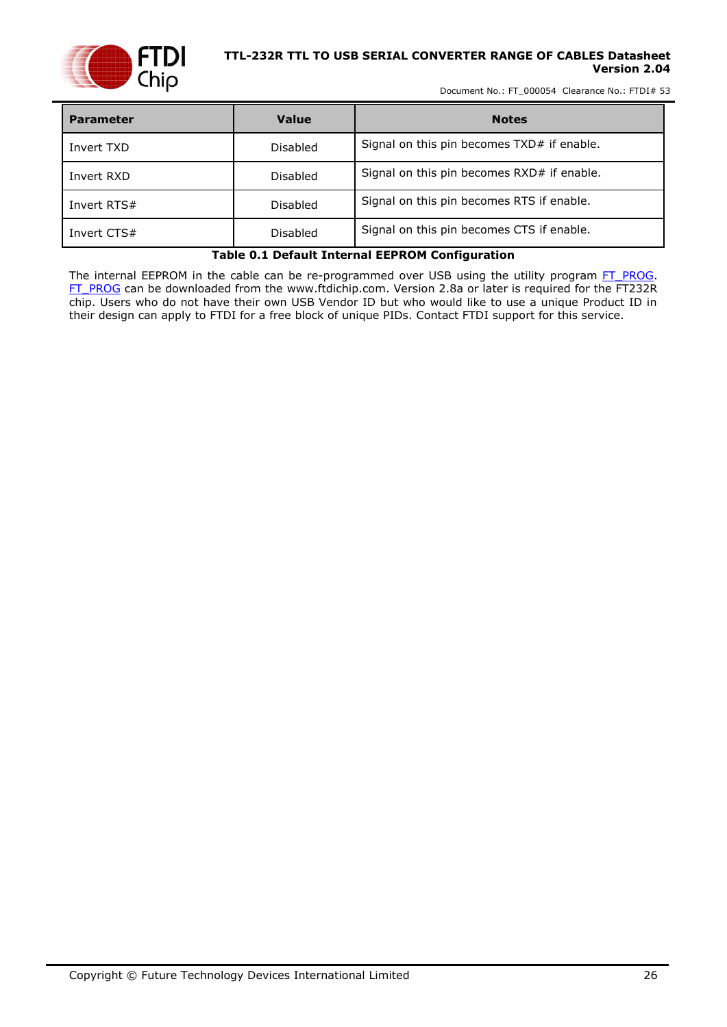| Parameter | Value | Notes |
|---|---|---|
| Invert TXD | Disabled | Signal on this pin becomes TXD# if enable. |
| Invert RXD | Disabled | Signal on this pin becomes RXD# if enable. |
| Invert RTS# | Disabled | Signal on this pin becomes RTS if enable. |
| Invert CTS# | Disabled | Signal on this pin becomes CTS if enable. |

**Table 0.1 Default Internal EEPROM Configuration**

The internal EEPROM in the cable can be re-programmed over USB using the utility program FT_PROG. FT_PROG can be downloaded from the www.ftdichip.com. Version 2.8a or later is required for the FT232R chip. Users who do not have their own USB Vendor ID but who would like to use a unique Product ID in their design can apply to FTDI for a free block of unique PIDs. Contact FTDI support for this service.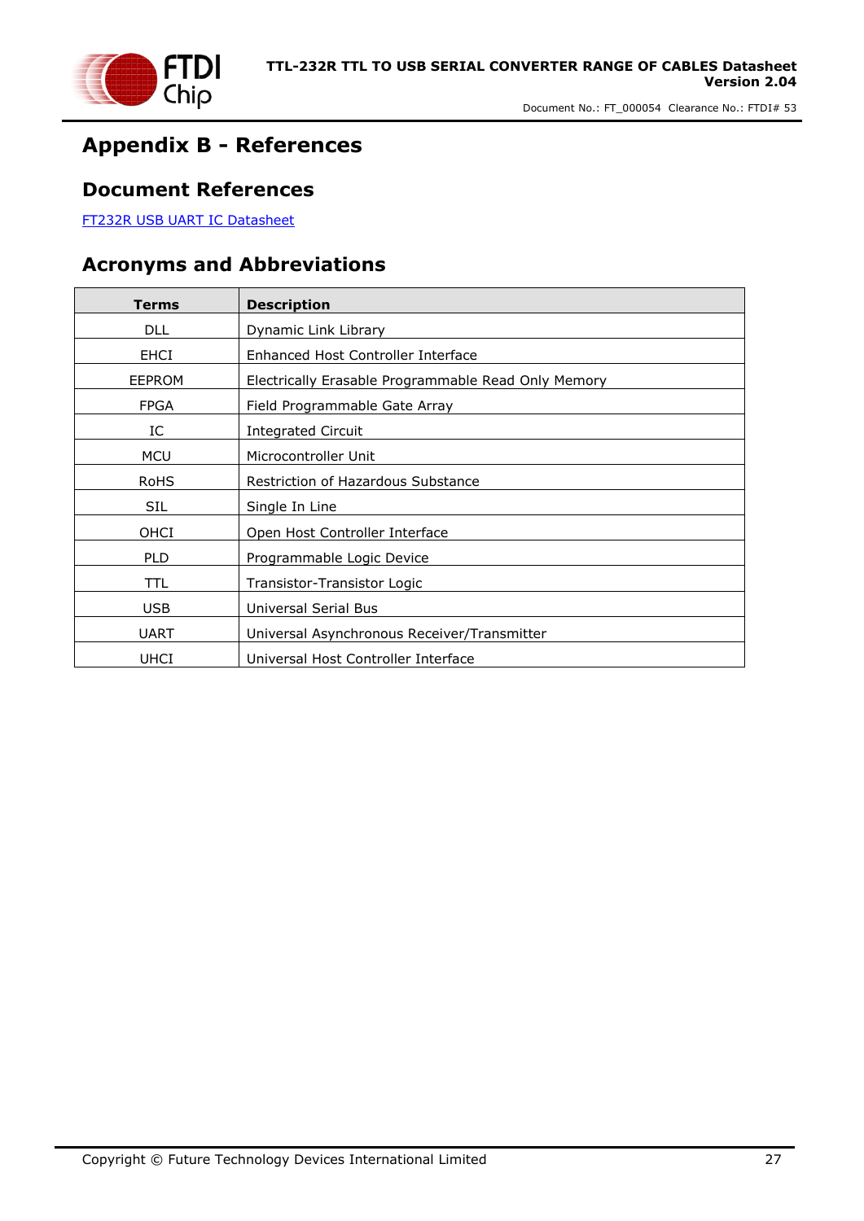# Appendix B - References

## Document References

FT232R USB UART IC Datasheet

## Acronyms and Abbreviations

| Terms | Description |
|---|---|
| DLL | Dynamic Link Library |
| EHCI | Enhanced Host Controller Interface |
| EEPROM | Electrically Erasable Programmable Read Only Memory |
| FPGA | Field Programmable Gate Array |
| IC | Integrated Circuit |
| MCU | Microcontroller Unit |
| RoHS | Restriction of Hazardous Substance |
| SIL | Single In Line |
| OHCI | Open Host Controller Interface |
| PLD | Programmable Logic Device |
| TTL | Transistor-Transistor Logic |
| USB | Universal Serial Bus |
| UART | Universal Asynchronous Receiver/Transmitter |
| UHCI | Universal Host Controller Interface |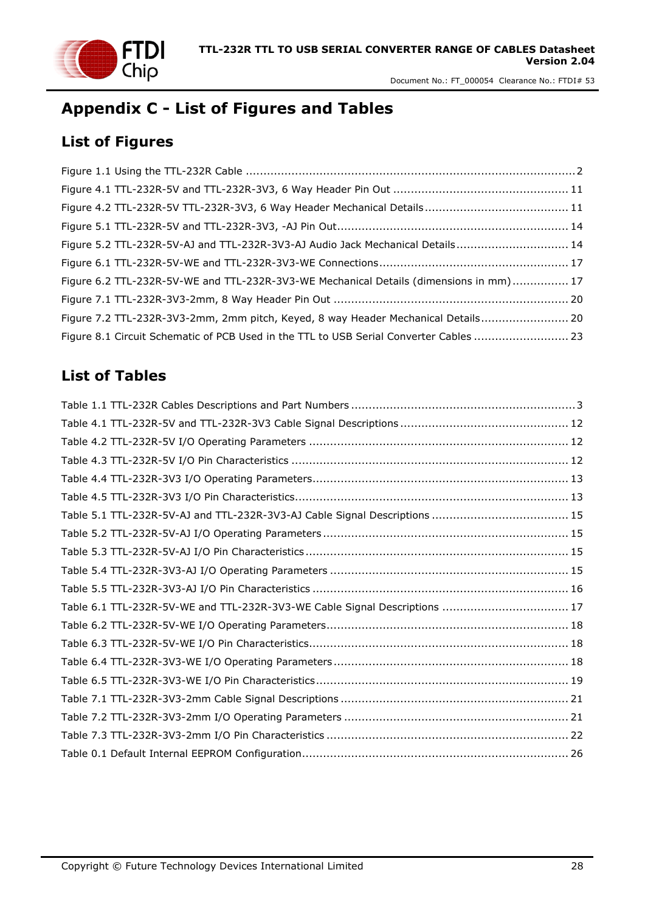# Appendix C - List of Figures and Tables

## List of Figures

Figure 1.1 Using the TTL-232R Cable ................................................................................................2

Figure 4.1 TTL-232R-5V and TTL-232R-3V3, 6 Way Header Pin Out ................................................ 11

Figure 4.2 TTL-232R-5V TTL-232R-3V3, 6 Way Header Mechanical Details ........................................ 11

Figure 5.1 TTL-232R-5V and TTL-232R-3V3, -AJ Pin Out................................................................. 14

Figure 5.2 TTL-232R-5V-AJ and TTL-232R-3V3-AJ Audio Jack Mechanical Details ............................... 14

Figure 6.1 TTL-232R-5V-WE and TTL-232R-3V3-WE Connections ..................................................... 17

Figure 6.2 TTL-232R-5V-WE and TTL-232R-3V3-WE Mechanical Details (dimensions in mm) ................ 17

Figure 7.1 TTL-232R-3V3-2mm, 8 Way Header Pin Out .................................................................. 20

Figure 7.2 TTL-232R-3V3-2mm, 2mm pitch, Keyed, 8 way Header Mechanical Details ......................... 20

Figure 8.1 Circuit Schematic of PCB Used in the TTL to USB Serial Converter Cables ........................... 23

## List of Tables

Table 1.1 TTL-232R Cables Descriptions and Part Numbers ................................................................3

Table 4.1 TTL-232R-5V and TTL-232R-3V3 Cable Signal Descriptions ................................................ 12

Table 4.2 TTL-232R-5V I/O Operating Parameters .......................................................................... 12

Table 4.3 TTL-232R-5V I/O Pin Characteristics ............................................................................... 12

Table 4.4 TTL-232R-3V3 I/O Operating Parameters......................................................................... 13

Table 4.5 TTL-232R-3V3 I/O Pin Characteristics.............................................................................. 13

Table 5.1 TTL-232R-5V-AJ and TTL-232R-3V3-AJ Cable Signal Descriptions ....................................... 15

Table 5.2 TTL-232R-5V-AJ I/O Operating Parameters ...................................................................... 15

Table 5.3 TTL-232R-5V-AJ I/O Pin Characteristics ........................................................................... 15

Table 5.4 TTL-232R-3V3-AJ I/O Operating Parameters .................................................................... 15

Table 5.5 TTL-232R-3V3-AJ I/O Pin Characteristics ......................................................................... 16

Table 6.1 TTL-232R-5V-WE and TTL-232R-3V3-WE Cable Signal Descriptions .................................... 17

Table 6.2 TTL-232R-5V-WE I/O Operating Parameters..................................................................... 18

Table 6.3 TTL-232R-5V-WE I/O Pin Characteristics.......................................................................... 18

Table 6.4 TTL-232R-3V3-WE I/O Operating Parameters ................................................................... 18

Table 6.5 TTL-232R-3V3-WE I/O Pin Characteristics ........................................................................ 19

Table 7.1 TTL-232R-3V3-2mm Cable Signal Descriptions ................................................................. 21

Table 7.2 TTL-232R-3V3-2mm I/O Operating Parameters ................................................................ 21

Table 7.3 TTL-232R-3V3-2mm I/O Pin Characteristics ..................................................................... 22

Table 0.1 Default Internal EEPROM Configuration............................................................................ 26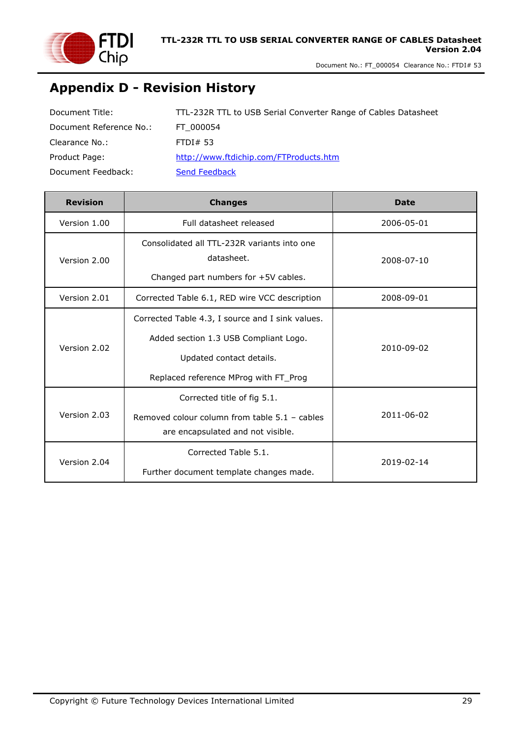# Appendix D - Revision History

Document Title: TTL-232R TTL to USB Serial Converter Range of Cables Datasheet

Document Reference No.: FT_000054

Clearance No.: FTDI# 53

Product Page: [http://www.ftdichip.com/FTProducts.htm](http://www.ftdichip.com/FTProducts.htm)

Document Feedback: Send Feedback

| Revision | Changes | Date |
|---|---|---|
| Version 1.00 | Full datasheet released | 2006-05-01 |
| Version 2.00 | Consolidated all TTL-232R variants into one datasheet.<br><br>Changed part numbers for +5V cables. | 2008-07-10 |
| Version 2.01 | Corrected Table 6.1, RED wire VCC description | 2008-09-01 |
| Version 2.02 | Corrected Table 4.3, I source and I sink values.<br><br>Added section 1.3 USB Compliant Logo.<br><br>Updated contact details.<br><br>Replaced reference MProg with FT_Prog | 2010-09-02 |
| Version 2.03 | Corrected title of fig 5.1.<br><br>Removed colour column from table 5.1 – cables are encapsulated and not visible. | 2011-06-02 |
| Version 2.04 | Corrected Table 5.1.<br><br>Further document template changes made. | 2019-02-14 |